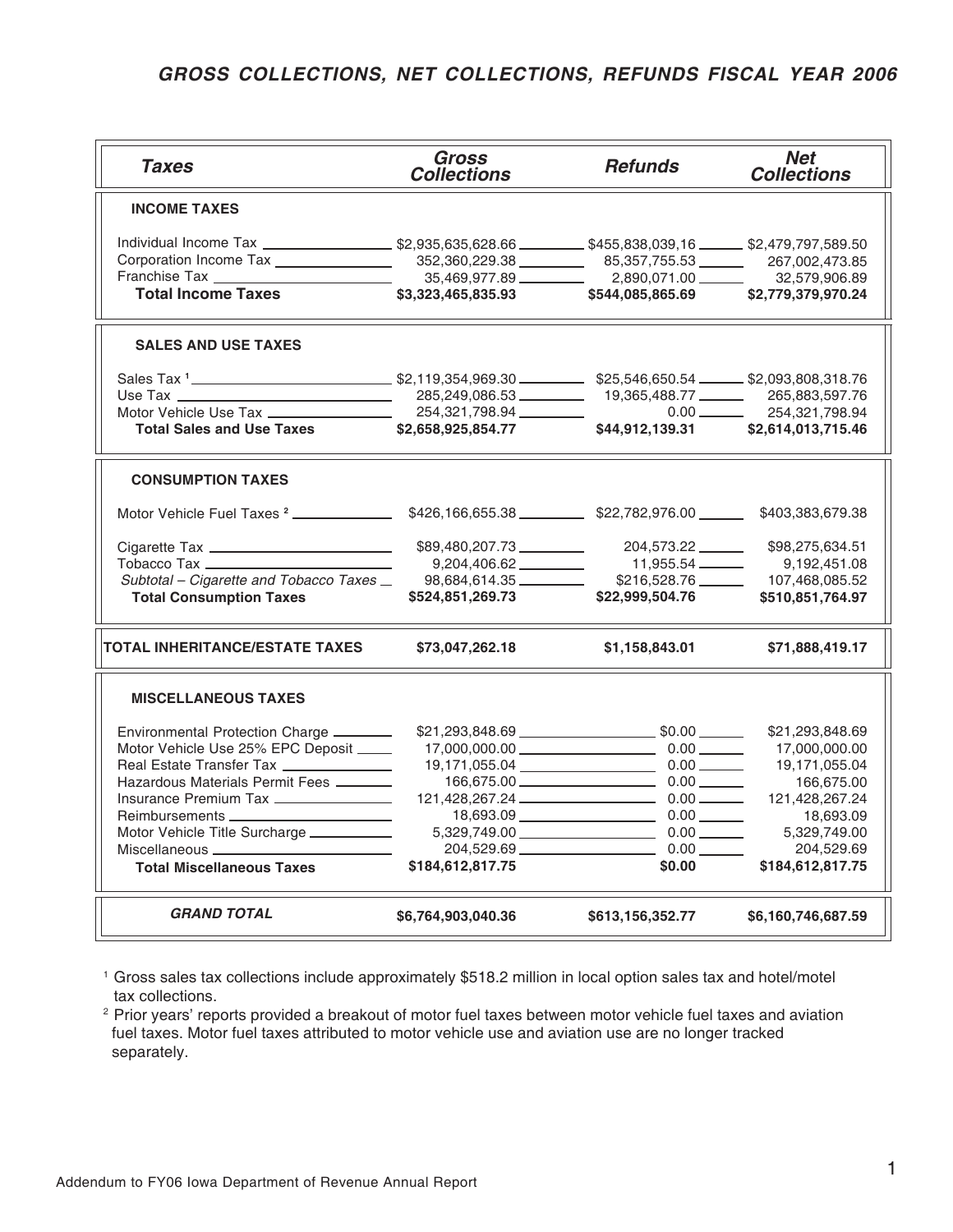# GROSS COLLECTIONS, NET COLLECTIONS, REFUNDS FISCAL YEAR 2006

| Taxes | Gross Collections | Refunds | Net Collections |
|---|---|---|---|
| **INCOME TAXES** | | | |
| Individual Income Tax | $2,935,635,628.66 | $455,838,039,16 | $2,479,797,589.50 |
| Corporation Income Tax | 352,360,229.38 | 85,357,755.53 | 267,002,473.85 |
| Franchise Tax | 35,469,977.89 | 2,890,071.00 | 32,579,906.89 |
| **Total Income Taxes** | **$3,323,465,835.93** | **$544,085,865.69** | **$2,779,379,970.24** |
| **SALES AND USE TAXES** | | | |
| Sales Tax [1] | $2,119,354,969.30 | $25,546,650.54 | $2,093,808,318.76 |
| Use Tax | 285,249,086.53 | 19,365,488.77 | 265,883,597.76 |
| Motor Vehicle Use Tax | 254,321,798.94 | 0.00 | 254,321,798.94 |
| **Total Sales and Use Taxes** | **$2,658,925,854.77** | **$44,912,139.31** | **$2,614,013,715.46** |
| **CONSUMPTION TAXES** | | | |
| Motor Vehicle Fuel Taxes [2] | $426,166,655.38 | $22,782,976.00 | $403,383,679.38 |
| Cigarette Tax | $89,480,207.73 | 204,573.22 | $98,275,634.51 |
| Tobacco Tax | 9,204,406.62 | 11,955.54 | 9,192,451.08 |
| *Subtotal – Cigarette and Tobacco Taxes* | 98,684,614.35 | $216,528.76 | 107,468,085.52 |
| **Total Consumption Taxes** | **$524,851,269.73** | **$22,999,504.76** | **$510,851,764.97** |
| **TOTAL INHERITANCE/ESTATE TAXES** | **$73,047,262.18** | **$1,158,843.01** | **$71,888,419.17** |
| **MISCELLANEOUS TAXES** | | | |
| Environmental Protection Charge | $21,293,848.69 | $0.00 | $21,293,848.69 |
| Motor Vehicle Use 25% EPC Deposit | 17,000,000.00 | 0.00 | 17,000,000.00 |
| Real Estate Transfer Tax | 19,171,055.04 | 0.00 | 19,171,055.04 |
| Hazardous Materials Permit Fees | 166,675.00 | 0.00 | 166,675.00 |
| Insurance Premium Tax | 121,428,267.24 | 0.00 | 121,428,267.24 |
| Reimbursements | 18,693.09 | 0.00 | 18,693.09 |
| Motor Vehicle Title Surcharge | 5,329,749.00 | 0.00 | 5,329,749.00 |
| Miscellaneous | 204,529.69 | 0.00 | 204,529.69 |
| **Total Miscellaneous Taxes** | **$184,612,817.75** | **$0.00** | **$184,612,817.75** |
| ***GRAND TOTAL*** | **$6,764,903,040.36** | **$613,156,352.77** | **$6,160,746,687.59** |

[1] Gross sales tax collections include approximately $518.2 million in local option sales tax and hotel/motel tax collections.

[2] Prior years' reports provided a breakout of motor fuel taxes between motor vehicle fuel taxes and aviation fuel taxes. Motor fuel taxes attributed to motor vehicle use and aviation use are no longer tracked separately.

Addendum to FY06 Iowa Department of Revenue Annual Report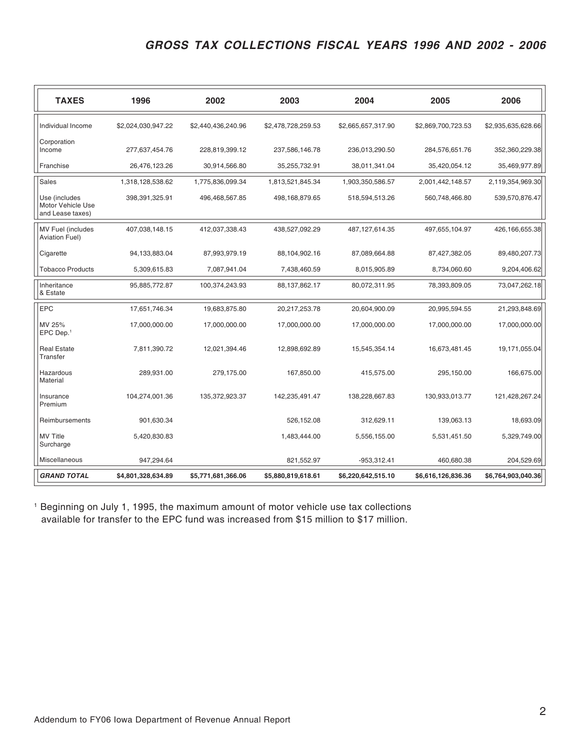# GROSS TAX COLLECTIONS FISCAL YEARS 1996 AND 2002 - 2006

| TAXES | 1996 | 2002 | 2003 | 2004 | 2005 | 2006 |
|---|---|---|---|---|---|---|
| Individual Income | $2,024,030,947.22 | $2,440,436,240.96 | $2,478,728,259.53 | $2,665,657,317.90 | $2,869,700,723.53 | $2,935,635,628.66 |
| Corporation Income | 277,637,454.76 | 228,819,399.12 | 237,586,146.78 | 236,013,290.50 | 284,576,651.76 | 352,360,229.38 |
| Franchise | 26,476,123.26 | 30,914,566.80 | 35,255,732.91 | 38,011,341.04 | 35,420,054.12 | 35,469,977.89 |
| Sales | 1,318,128,538.62 | 1,775,836,099.34 | 1,813,521,845.34 | 1,903,350,586.57 | 2,001,442,148.57 | 2,119,354,969.30 |
| Use (includes Motor Vehicle Use and Lease taxes) | 398,391,325.91 | 496,468,567.85 | 498,168,879.65 | 518,594,513.26 | 560,748,466.80 | 539,570,876.47 |
| MV Fuel (includes Aviation Fuel) | 407,038,148.15 | 412,037,338.43 | 438,527,092.29 | 487,127,614.35 | 497,655,104.97 | 426,166,655.38 |
| Cigarette | 94,133,883.04 | 87,993,979.19 | 88,104,902.16 | 87,089,664.88 | 87,427,382.05 | 89,480,207.73 |
| Tobacco Products | 5,309,615.83 | 7,087,941.04 | 7,438,460.59 | 8,015,905.89 | 8,734,060.60 | 9,204,406.62 |
| Inheritance & Estate | 95,885,772.87 | 100,374,243.93 | 88,137,862.17 | 80,072,311.95 | 78,393,809.05 | 73,047,262.18 |
| EPC | 17,651,746.34 | 19,683,875.80 | 20,217,253.78 | 20,604,900.09 | 20,995,594.55 | 21,293,848.69 |
| MV 25% EPC Dep.[1] | 17,000,000.00 | 17,000,000.00 | 17,000,000.00 | 17,000,000.00 | 17,000,000.00 | 17,000,000.00 |
| Real Estate Transfer | 7,811,390.72 | 12,021,394.46 | 12,898,692.89 | 15,545,354.14 | 16,673,481.45 | 19,171,055.04 |
| Hazardous Material | 289,931.00 | 279,175.00 | 167,850.00 | 415,575.00 | 295,150.00 | 166,675.00 |
| Insurance Premium | 104,274,001.36 | 135,372,923.37 | 142,235,491.47 | 138,228,667.83 | 130,933,013.77 | 121,428,267.24 |
| Reimbursements | 901,630.34 | | 526,152.08 | 312,629.11 | 139,063.13 | 18,693.09 |
| MV Title Surcharge | 5,420,830.83 | | 1,483,444.00 | 5,556,155.00 | 5,531,451.50 | 5,329,749.00 |
| Miscellaneous | 947,294.64 | | 821,552.97 | -953,312.41 | 460,680.38 | 204,529.69 |
| ***GRAND TOTAL*** | **$4,801,328,634.89** | **$5,771,681,366.06** | **$5,880,819,618.61** | **$6,220,642,515.10** | **$6,616,126,836.36** | **$6,764,903,040.36** |

[1] Beginning on July 1, 1995, the maximum amount of motor vehicle use tax collections available for transfer to the EPC fund was increased from $15 million to $17 million.

Addendum to FY06 Iowa Department of Revenue Annual Report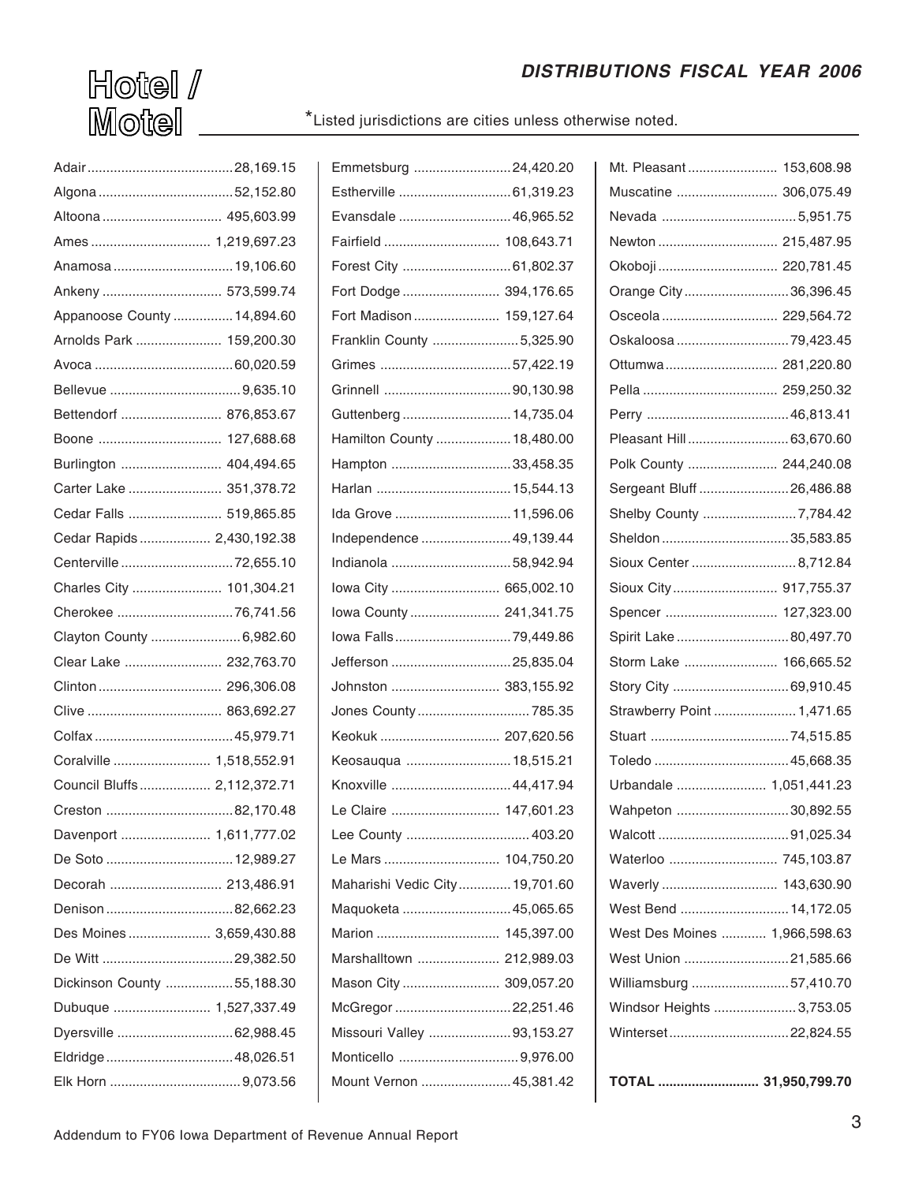# Hotel / Motel

## DISTRIBUTIONS FISCAL YEAR 2006

*Listed jurisdictions are cities unless otherwise noted.

| Jurisdiction | Amount |
|---|---|
| Adair | 28,169.15 |
| Algona | 52,152.80 |
| Altoona | 495,603.99 |
| Ames | 1,219,697.23 |
| Anamosa | 19,106.60 |
| Ankeny | 573,599.74 |
| Appanoose County | 14,894.60 |
| Arnolds Park | 159,200.30 |
| Avoca | 60,020.59 |
| Bellevue | 9,635.10 |
| Bettendorf | 876,853.67 |
| Boone | 127,688.68 |
| Burlington | 404,494.65 |
| Carter Lake | 351,378.72 |
| Cedar Falls | 519,865.85 |
| Cedar Rapids | 2,430,192.38 |
| Centerville | 72,655.10 |
| Charles City | 101,304.21 |
| Cherokee | 76,741.56 |
| Clayton County | 6,982.60 |
| Clear Lake | 232,763.70 |
| Clinton | 296,306.08 |
| Clive | 863,692.27 |
| Colfax | 45,979.71 |
| Coralville | 1,518,552.91 |
| Council Bluffs | 2,112,372.71 |
| Creston | 82,170.48 |
| Davenport | 1,611,777.02 |
| De Soto | 12,989.27 |
| Decorah | 213,486.91 |
| Denison | 82,662.23 |
| Des Moines | 3,659,430.88 |
| De Witt | 29,382.50 |
| Dickinson County | 55,188.30 |
| Dubuque | 1,527,337.49 |
| Dyersville | 62,988.45 |
| Eldridge | 48,026.51 |
| Elk Horn | 9,073.56 |
| Emmetsburg | 24,420.20 |
| Estherville | 61,319.23 |
| Evansdale | 46,965.52 |
| Fairfield | 108,643.71 |
| Forest City | 61,802.37 |
| Fort Dodge | 394,176.65 |
| Fort Madison | 159,127.64 |
| Franklin County | 5,325.90 |
| Grimes | 57,422.19 |
| Grinnell | 90,130.98 |
| Guttenberg | 14,735.04 |
| Hamilton County | 18,480.00 |
| Hampton | 33,458.35 |
| Harlan | 15,544.13 |
| Ida Grove | 11,596.06 |
| Independence | 49,139.44 |
| Indianola | 58,942.94 |
| Iowa City | 665,002.10 |
| Iowa County | 241,341.75 |
| Iowa Falls | 79,449.86 |
| Jefferson | 25,835.04 |
| Johnston | 383,155.92 |
| Jones County | 785.35 |
| Keokuk | 207,620.56 |
| Keosauqua | 18,515.21 |
| Knoxville | 44,417.94 |
| Le Claire | 147,601.23 |
| Lee County | 403.20 |
| Le Mars | 104,750.20 |
| Maharishi Vedic City | 19,701.60 |
| Maquoketa | 45,065.65 |
| Marion | 145,397.00 |
| Marshalltown | 212,989.03 |
| Mason City | 309,057.20 |
| McGregor | 22,251.46 |
| Missouri Valley | 93,153.27 |
| Monticello | 9,976.00 |
| Mount Vernon | 45,381.42 |
| Mt. Pleasant | 153,608.98 |
| Muscatine | 306,075.49 |
| Nevada | 5,951.75 |
| Newton | 215,487.95 |
| Okoboji | 220,781.45 |
| Orange City | 36,396.45 |
| Osceola | 229,564.72 |
| Oskaloosa | 79,423.45 |
| Ottumwa | 281,220.80 |
| Pella | 259,250.32 |
| Perry | 46,813.41 |
| Pleasant Hill | 63,670.60 |
| Polk County | 244,240.08 |
| Sergeant Bluff | 26,486.88 |
| Shelby County | 7,784.42 |
| Sheldon | 35,583.85 |
| Sioux Center | 8,712.84 |
| Sioux City | 917,755.37 |
| Spencer | 127,323.00 |
| Spirit Lake | 80,497.70 |
| Storm Lake | 166,665.52 |
| Story City | 69,910.45 |
| Strawberry Point | 1,471.65 |
| Stuart | 74,515.85 |
| Toledo | 45,668.35 |
| Urbandale | 1,051,441.23 |
| Wahpeton | 30,892.55 |
| Walcott | 91,025.34 |
| Waterloo | 745,103.87 |
| Waverly | 143,630.90 |
| West Bend | 14,172.05 |
| West Des Moines | 1,966,598.63 |
| West Union | 21,585.66 |
| Williamsburg | 57,410.70 |
| Windsor Heights | 3,753.05 |
| Winterset | 22,824.55 |
| **TOTAL** | **31,950,799.70** |

Addendum to FY06 Iowa Department of Revenue Annual Report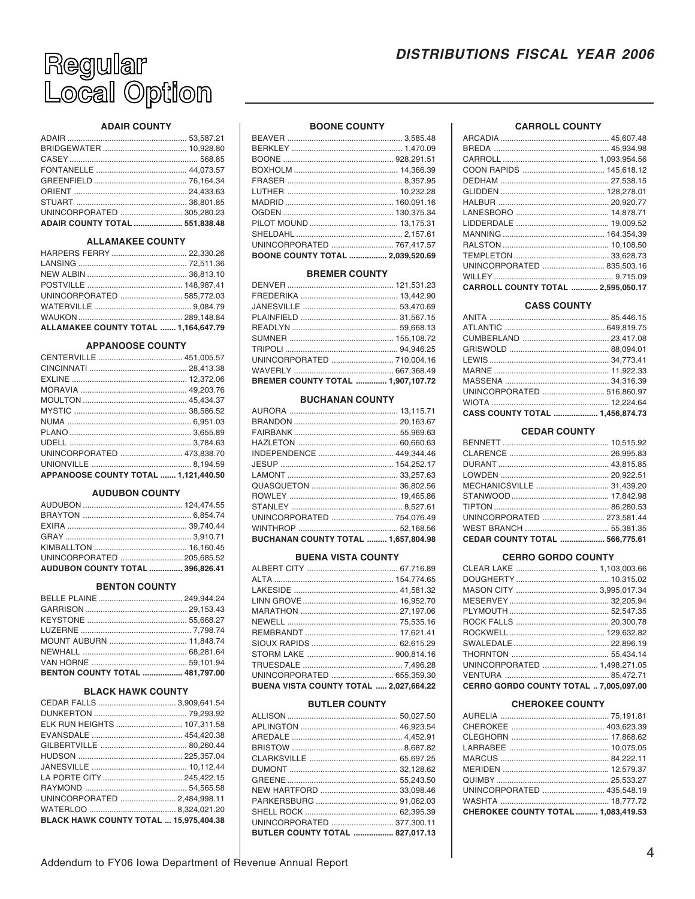# Regular Local Option

## DISTRIBUTIONS FISCAL YEAR 2006

### ADAIR COUNTY

| | |
|---|---|
| ADAIR | 53,587.21 |
| BRIDGEWATER | 10,928.80 |
| CASEY | 568.85 |
| FONTANELLE | 44,073.57 |
| GREENFIELD | 76,164.34 |
| ORIENT | 24,433.63 |
| STUART | 36,801.85 |
| UNINCORPORATED | 305,280.23 |
| **ADAIR COUNTY TOTAL** | **551,838.48** |

### ALLAMAKEE COUNTY

| | |
|---|---|
| HARPERS FERRY | 22,330.26 |
| LANSING | 72,511.36 |
| NEW ALBIN | 36,813.10 |
| POSTVILLE | 148,987.41 |
| UNINCORPORATED | 585,772.03 |
| WATERVILLE | 9,084.79 |
| WAUKON | 289,148.84 |
| **ALLAMAKEE COUNTY TOTAL** | **1,164,647.79** |

### APPANOOSE COUNTY

| | |
|---|---|
| CENTERVILLE | 451,005.57 |
| CINCINNATI | 28,413.38 |
| EXLINE | 12,372.06 |
| MORAVIA | 49,203.76 |
| MOULTON | 45,434.37 |
| MYSTIC | 38,586.52 |
| NUMA | 6,951.03 |
| PLANO | 3,655.89 |
| UDELL | 3,784.63 |
| UNINCORPORATED | 473,838.70 |
| UNIONVILLE | 8,194.59 |
| **APPANOOSE COUNTY TOTAL** | **1,121,440.50** |

### AUDUBON COUNTY

| | |
|---|---|
| AUDUBON | 124,474.55 |
| BRAYTON | 6,854.74 |
| EXIRA | 39,740.44 |
| GRAY | 3,910.71 |
| KIMBALLTON | 16,160.45 |
| UNINCORPORATED | 205,685.52 |
| **AUDUBON COUNTY TOTAL** | **396,826.41** |

### BENTON COUNTY

| | |
|---|---|
| BELLE PLAINE | 249,944.24 |
| GARRISON | 29,153.43 |
| KEYSTONE | 55,668.27 |
| LUZERNE | 7,798.74 |
| MOUNT AUBURN | 11,848.74 |
| NEWHALL | 68,281.64 |
| VAN HORNE | 59,101.94 |
| **BENTON COUNTY TOTAL** | **481,797.00** |

### BLACK HAWK COUNTY

| | |
|---|---|
| CEDAR FALLS | 3,909,641.54 |
| DUNKERTON | 79,293.92 |
| ELK RUN HEIGHTS | 107,311.58 |
| EVANSDALE | 454,420.38 |
| GILBERTVILLE | 80,260.44 |
| HUDSON | 225,357.04 |
| JANESVILLE | 10,112.44 |
| LA PORTE CITY | 245,422.15 |
| RAYMOND | 54,565.58 |
| UNINCORPORATED | 2,484,998.11 |
| WATERLOO | 8,324,021.20 |
| **BLACK HAWK COUNTY TOTAL** | **15,975,404.38** |

### BOONE COUNTY

| | |
|---|---|
| BEAVER | 3,585.48 |
| BERKLEY | 1,470.09 |
| BOONE | 928,291.51 |
| BOXHOLM | 14,366.39 |
| FRASER | 8,357.95 |
| LUTHER | 10,232.28 |
| MADRID | 160,091.16 |
| OGDEN | 130,375.34 |
| PILOT MOUND | 13,175.31 |
| SHELDAHL | 2,157.61 |
| UNINCORPORATED | 767,417.57 |
| **BOONE COUNTY TOTAL** | **2,039,520.69** |

### BREMER COUNTY

| | |
|---|---|
| DENVER | 121,531.23 |
| FREDERIKA | 13,442.90 |
| JANESVILLE | 53,470.69 |
| PLAINFIELD | 31,567.15 |
| READLYN | 59,668.13 |
| SUMNER | 155,108.72 |
| TRIPOLI | 94,946.25 |
| UNINCORPORATED | 710,004.16 |
| WAVERLY | 667,368.49 |
| **BREMER COUNTY TOTAL** | **1,907,107.72** |

### BUCHANAN COUNTY

| | |
|---|---|
| AURORA | 13,115.71 |
| BRANDON | 20,163.67 |
| FAIRBANK | 55,969.63 |
| HAZLETON | 60,660.63 |
| INDEPENDENCE | 449,344.46 |
| JESUP | 154,252.17 |
| LAMONT | 33,257.63 |
| QUASQUETON | 36,802.56 |
| ROWLEY | 19,465.86 |
| STANLEY | 8,527.61 |
| UNINCORPORATED | 754,076.49 |
| WINTHROP | 52,168.56 |
| **BUCHANAN COUNTY TOTAL** | **1,657,804.98** |

### BUENA VISTA COUNTY

| | |
|---|---|
| ALBERT CITY | 67,716.89 |
| ALTA | 154,774.65 |
| LAKESIDE | 41,581.32 |
| LINN GROVE | 16,952.70 |
| MARATHON | 27,197.06 |
| NEWELL | 75,535.16 |
| REMBRANDT | 17,621.41 |
| SIOUX RAPIDS | 62,615.29 |
| STORM LAKE | 900,814.16 |
| TRUESDALE | 7,496.28 |
| UNINCORPORATED | 655,359.30 |
| **BUENA VISTA COUNTY TOTAL** | **2,027,664.22** |

### BUTLER COUNTY

| | |
|---|---|
| ALLISON | 50,027.50 |
| APLINGTON | 46,923.54 |
| AREDALE | 4,452.91 |
| BRISTOW | 8,687.82 |
| CLARKSVILLE | 65,697.25 |
| DUMONT | 32,128.62 |
| GREENE | 55,243.50 |
| NEW HARTFORD | 33,098.46 |
| PARKERSBURG | 91,062.03 |
| SHELL ROCK | 62,395.39 |
| UNINCORPORATED | 377,300.11 |
| **BUTLER COUNTY TOTAL** | **827,017.13** |

### CARROLL COUNTY

| | |
|---|---|
| ARCADIA | 45,607.48 |
| BREDA | 45,934.98 |
| CARROLL | 1,093,954.56 |
| COON RAPIDS | 145,618.12 |
| DEDHAM | 27,538.15 |
| GLIDDEN | 128,278.01 |
| HALBUR | 20,920.77 |
| LANESBORO | 14,878.71 |
| LIDDERDALE | 19,009.52 |
| MANNING | 164,354.39 |
| RALSTON | 10,108.50 |
| TEMPLETON | 33,628.73 |
| UNINCORPORATED | 835,503.16 |
| WILLEY | 9,715.09 |
| **CARROLL COUNTY TOTAL** | **2,595,050.17** |

### CASS COUNTY

| | |
|---|---|
| ANITA | 85,446.15 |
| ATLANTIC | 649,819.75 |
| CUMBERLAND | 23,417.08 |
| GRISWOLD | 88,094.01 |
| LEWIS | 34,773.41 |
| MARNE | 11,922.33 |
| MASSENA | 34,316.39 |
| UNINCORPORATED | 516,860.97 |
| WIOTA | 12,224.64 |
| **CASS COUNTY TOTAL** | **1,456,874.73** |

### CEDAR COUNTY

| | |
|---|---|
| BENNETT | 10,515.92 |
| CLARENCE | 26,995.83 |
| DURANT | 43,815.85 |
| LOWDEN | 20,922.51 |
| MECHANICSVILLE | 31,439.20 |
| STANWOOD | 17,842.98 |
| TIPTON | 86,280.53 |
| UNINCORPORATED | 273,581.44 |
| WEST BRANCH | 55,381.35 |
| **CEDAR COUNTY TOTAL** | **566,775.61** |

### CERRO GORDO COUNTY

| | |
|---|---|
| CLEAR LAKE | 1,103,003.66 |
| DOUGHERTY | 10,315.02 |
| MASON CITY | 3,995,017.34 |
| MESERVEY | 32,205.94 |
| PLYMOUTH | 52,547.35 |
| ROCK FALLS | 20,300.78 |
| ROCKWELL | 129,632.82 |
| SWALEDALE | 22,896.19 |
| THORNTON | 55,434.14 |
| UNINCORPORATED | 1,498,271.05 |
| VENTURA | 85,472.71 |
| **CERRO GORDO COUNTY TOTAL** | **7,005,097.00** |

### CHEROKEE COUNTY

| | |
|---|---|
| AURELIA | 75,191.81 |
| CHEROKEE | 403,623.39 |
| CLEGHORN | 17,868.62 |
| LARRABEE | 10,075.05 |
| MARCUS | 84,222.11 |
| MERIDEN | 12,579.37 |
| QUIMBY | 25,533.27 |
| UNINCORPORATED | 435,548.19 |
| WASHTA | 18,777.72 |
| **CHEROKEE COUNTY TOTAL** | **1,083,419.53** |

Addendum to FY06 Iowa Department of Revenue Annual Report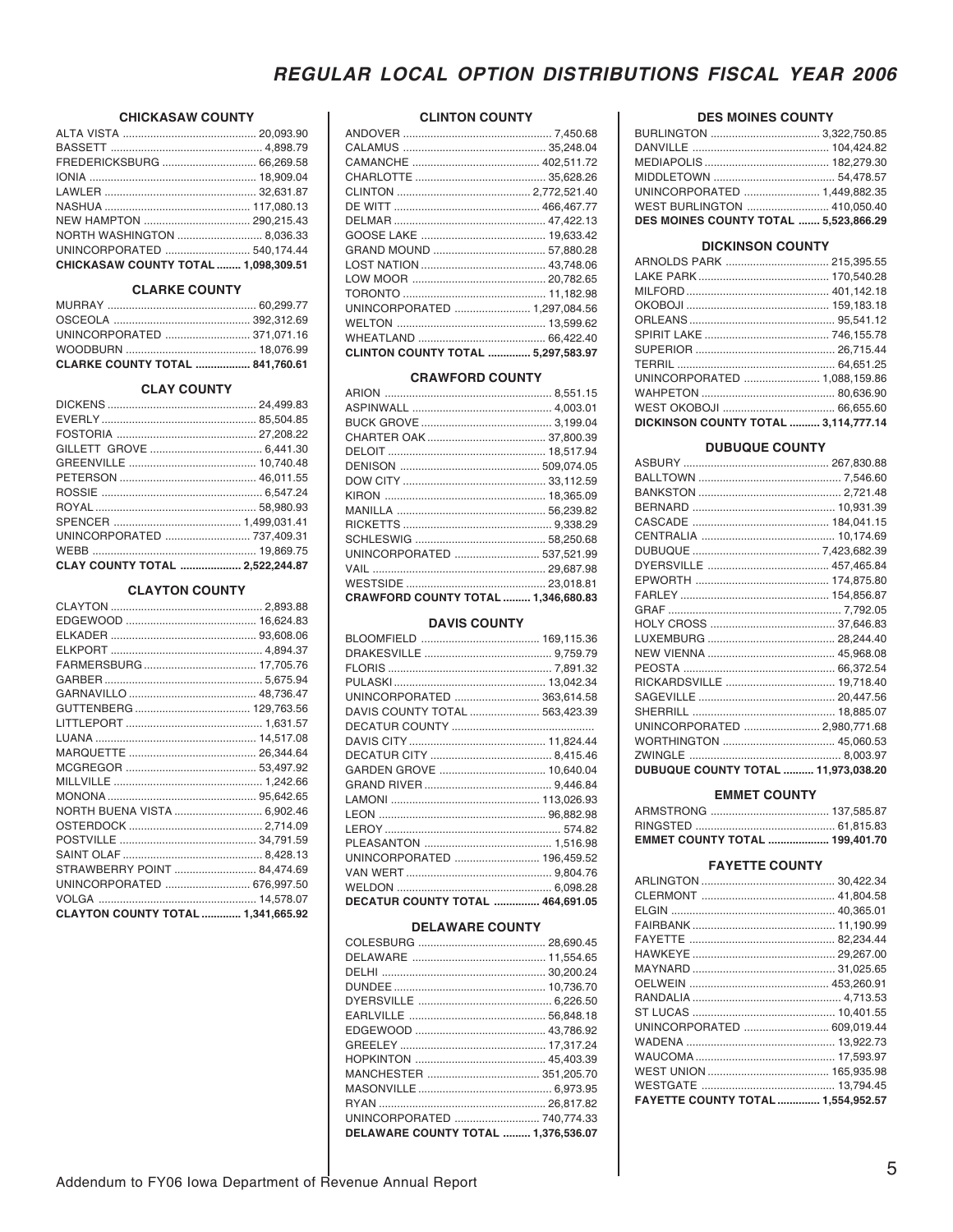# REGULAR LOCAL OPTION DISTRIBUTIONS FISCAL YEAR 2006

### CHICKASAW COUNTY

| | |
|---|---|
| ALTA VISTA | 20,093.90 |
| BASSETT | 4,898.79 |
| FREDERICKSBURG | 66,269.58 |
| IONIA | 18,909.04 |
| LAWLER | 32,631.87 |
| NASHUA | 117,080.13 |
| NEW HAMPTON | 290,215.43 |
| NORTH WASHINGTON | 8,036.33 |
| UNINCORPORATED | 540,174.44 |
| **CHICKASAW COUNTY TOTAL** | **1,098,309.51** |

### CLARKE COUNTY

| | |
|---|---|
| MURRAY | 60,299.77 |
| OSCEOLA | 392,312.69 |
| UNINCORPORATED | 371,071.16 |
| WOODBURN | 18,076.99 |
| **CLARKE COUNTY TOTAL** | **841,760.61** |

### CLAY COUNTY

| | |
|---|---|
| DICKENS | 24,499.83 |
| EVERLY | 85,504.85 |
| FOSTORIA | 27,208.22 |
| GILLETT GROVE | 6,441.30 |
| GREENVILLE | 10,740.48 |
| PETERSON | 46,011.55 |
| ROSSIE | 6,547.24 |
| ROYAL | 58,980.93 |
| SPENCER | 1,499,031.41 |
| UNINCORPORATED | 737,409.31 |
| WEBB | 19,869.75 |
| **CLAY COUNTY TOTAL** | **2,522,244.87** |

### CLAYTON COUNTY

| | |
|---|---|
| CLAYTON | 2,893.88 |
| EDGEWOOD | 16,624.83 |
| ELKADER | 93,608.06 |
| ELKPORT | 4,894.37 |
| FARMERSBURG | 17,705.76 |
| GARBER | 5,675.94 |
| GARNAVILLO | 48,736.47 |
| GUTTENBERG | 129,763.56 |
| LITTLEPORT | 1,631.57 |
| LUANA | 14,517.08 |
| MARQUETTE | 26,344.64 |
| MCGREGOR | 53,497.92 |
| MILLVILLE | 1,242.66 |
| MONONA | 95,642.65 |
| NORTH BUENA VISTA | 6,902.46 |
| OSTERDOCK | 2,714.09 |
| POSTVILLE | 34,791.59 |
| SAINT OLAF | 8,428.13 |
| STRAWBERRY POINT | 84,474.69 |
| UNINCORPORATED | 676,997.50 |
| VOLGA | 14,578.07 |
| **CLAYTON COUNTY TOTAL** | **1,341,665.92** |

### CLINTON COUNTY

| | |
|---|---|
| ANDOVER | 7,450.68 |
| CALAMUS | 35,248.04 |
| CAMANCHE | 402,511.72 |
| CHARLOTTE | 35,628.26 |
| CLINTON | 2,772,521.40 |
| DE WITT | 466,467.77 |
| DELMAR | 47,422.13 |
| GOOSE LAKE | 19,633.42 |
| GRAND MOUND | 57,880.28 |
| LOST NATION | 43,748.06 |
| LOW MOOR | 20,782.65 |
| TORONTO | 11,182.98 |
| UNINCORPORATED | 1,297,084.56 |
| WELTON | 13,599.62 |
| WHEATLAND | 66,422.40 |
| **CLINTON COUNTY TOTAL** | **5,297,583.97** |

### CRAWFORD COUNTY

| | |
|---|---|
| ARION | 8,551.15 |
| ASPINWALL | 4,003.01 |
| BUCK GROVE | 3,199.04 |
| CHARTER OAK | 37,800.39 |
| DELOIT | 18,517.94 |
| DENISON | 509,074.05 |
| DOW CITY | 33,112.59 |
| KIRON | 18,365.09 |
| MANILLA | 56,239.82 |
| RICKETTS | 9,338.29 |
| SCHLESWIG | 58,250.68 |
| UNINCORPORATED | 537,521.99 |
| VAIL | 29,687.98 |
| WESTSIDE | 23,018.81 |
| **CRAWFORD COUNTY TOTAL** | **1,346,680.83** |

### DAVIS COUNTY

| | |
|---|---|
| BLOOMFIELD | 169,115.36 |
| DRAKESVILLE | 9,759.79 |
| FLORIS | 7,891.32 |
| PULASKI | 13,042.34 |
| UNINCORPORATED | 363,614.58 |
| DAVIS COUNTY TOTAL | 563,423.39 |
| DECATUR COUNTY | |
| DAVIS CITY | 11,824.44 |
| DECATUR CITY | 8,415.46 |
| GARDEN GROVE | 10,640.04 |
| GRAND RIVER | 9,446.84 |
| LAMONI | 113,026.93 |
| LEON | 96,882.98 |
| LEROY | 574.82 |
| PLEASANTON | 1,516.98 |
| UNINCORPORATED | 196,459.52 |
| VAN WERT | 9,804.76 |
| WELDON | 6,098.28 |
| **DECATUR COUNTY TOTAL** | **464,691.05** |

### DELAWARE COUNTY

| | |
|---|---|
| COLESBURG | 28,690.45 |
| DELAWARE | 11,554.65 |
| DELHI | 30,200.24 |
| DUNDEE | 10,736.70 |
| DYERSVILLE | 6,226.50 |
| EARLVILLE | 56,848.18 |
| EDGEWOOD | 43,786.92 |
| GREELEY | 17,317.24 |
| HOPKINTON | 45,403.39 |
| MANCHESTER | 351,205.70 |
| MASONVILLE | 6,973.95 |
| RYAN | 26,817.82 |
| UNINCORPORATED | 740,774.33 |
| **DELAWARE COUNTY TOTAL** | **1,376,536.07** |

### DES MOINES COUNTY

| | |
|---|---|
| BURLINGTON | 3,322,750.85 |
| DANVILLE | 104,424.82 |
| MEDIAPOLIS | 182,279.30 |
| MIDDLETOWN | 54,478.57 |
| UNINCORPORATED | 1,449,882.35 |
| WEST BURLINGTON | 410,050.40 |
| **DES MOINES COUNTY TOTAL** | **5,523,866.29** |

### DICKINSON COUNTY

| | |
|---|---|
| ARNOLDS PARK | 215,395.55 |
| LAKE PARK | 170,540.28 |
| MILFORD | 401,142.18 |
| OKOBOJI | 159,183.18 |
| ORLEANS | 95,541.12 |
| SPIRIT LAKE | 746,155.78 |
| SUPERIOR | 26,715.44 |
| TERRIL | 64,651.25 |
| UNINCORPORATED | 1,088,159.86 |
| WAHPETON | 80,636.90 |
| WEST OKOBOJI | 66,655.60 |
| **DICKINSON COUNTY TOTAL** | **3,114,777.14** |

### DUBUQUE COUNTY

| | |
|---|---|
| ASBURY | 267,830.88 |
| BALLTOWN | 7,546.60 |
| BANKSTON | 2,721.48 |
| BERNARD | 10,931.39 |
| CASCADE | 184,041.15 |
| CENTRALIA | 10,174.69 |
| DUBUQUE | 7,423,682.39 |
| DYERSVILLE | 457,465.84 |
| EPWORTH | 174,875.80 |
| FARLEY | 154,856.87 |
| GRAF | 7,792.05 |
| HOLY CROSS | 37,646.83 |
| LUXEMBURG | 28,244.40 |
| NEW VIENNA | 45,968.08 |
| PEOSTA | 66,372.54 |
| RICKARDSVILLE | 19,718.40 |
| SAGEVILLE | 20,447.56 |
| SHERRILL | 18,885.07 |
| UNINCORPORATED | 2,980,771.68 |
| WORTHINGTON | 45,060.53 |
| ZWINGLE | 8,003.97 |
| **DUBUQUE COUNTY TOTAL** | **11,973,038.20** |

### EMMET COUNTY

| | |
|---|---|
| ARMSTRONG | 137,585.87 |
| RINGSTED | 61,815.83 |
| **EMMET COUNTY TOTAL** | **199,401.70** |

### FAYETTE COUNTY

| | |
|---|---|
| ARLINGTON | 30,422.34 |
| CLERMONT | 41,804.58 |
| ELGIN | 40,365.01 |
| FAIRBANK | 11,190.99 |
| FAYETTE | 82,234.44 |
| HAWKEYE | 29,267.00 |
| MAYNARD | 31,025.65 |
| OELWEIN | 453,260.91 |
| RANDALIA | 4,713.53 |
| ST LUCAS | 10,401.55 |
| UNINCORPORATED | 609,019.44 |
| WADENA | 13,922.73 |
| WAUCOMA | 17,593.97 |
| WEST UNION | 165,935.98 |
| WESTGATE | 13,794.45 |
| **FAYETTE COUNTY TOTAL** | **1,554,952.57** |

Addendum to FY06 Iowa Department of Revenue Annual Report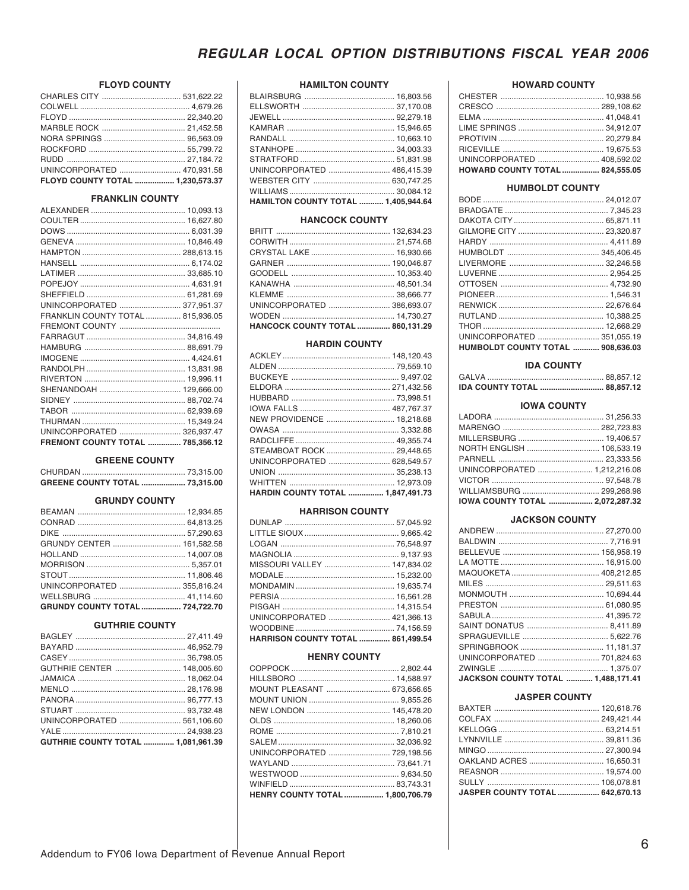# REGULAR LOCAL OPTION DISTRIBUTIONS FISCAL YEAR 2006

### FLOYD COUNTY

| | |
|---|---|
| CHARLES CITY | 531,622.22 |
| COLWELL | 4,679.26 |
| FLOYD | 22,340.20 |
| MARBLE ROCK | 21,452.58 |
| NORA SPRINGS | 96,563.09 |
| ROCKFORD | 55,799.72 |
| RUDD | 27,184.72 |
| UNINCORPORATED | 470,931.58 |
| **FLOYD COUNTY TOTAL** | **1,230,573.37** |

### FRANKLIN COUNTY

| | |
|---|---|
| ALEXANDER | 10,093.13 |
| COULTER | 16,627.80 |
| DOWS | 6,031.39 |
| GENEVA | 10,846.49 |
| HAMPTON | 288,613.15 |
| HANSELL | 6,174.02 |
| LATIMER | 33,685.10 |
| POPEJOY | 4,631.91 |
| SHEFFIELD | 61,281.69 |
| UNINCORPORATED | 377,951.37 |
| FRANKLIN COUNTY TOTAL | 815,936.05 |

### FREMONT COUNTY

| | |
|---|---|
| FARRAGUT | 34,816.49 |
| HAMBURG | 88,691.79 |
| IMOGENE | 4,424.61 |
| RANDOLPH | 13,831.98 |
| RIVERTON | 19,996.11 |
| SHENANDOAH | 129,666.00 |
| SIDNEY | 88,702.74 |
| TABOR | 62,939.69 |
| THURMAN | 15,349.24 |
| UNINCORPORATED | 326,937.47 |
| **FREMONT COUNTY TOTAL** | **785,356.12** |

### GREENE COUNTY

| | |
|---|---|
| CHURDAN | 73,315.00 |
| **GREENE COUNTY TOTAL** | **73,315.00** |

### GRUNDY COUNTY

| | |
|---|---|
| BEAMAN | 12,934.85 |
| CONRAD | 64,813.25 |
| DIKE | 57,290.63 |
| GRUNDY CENTER | 161,582.58 |
| HOLLAND | 14,007.08 |
| MORRISON | 5,357.01 |
| STOUT | 11,806.46 |
| UNINCORPORATED | 355,816.24 |
| WELLSBURG | 41,114.60 |
| **GRUNDY COUNTY TOTAL** | **724,722.70** |

### GUTHRIE COUNTY

| | |
|---|---|
| BAGLEY | 27,411.49 |
| BAYARD | 46,952.79 |
| CASEY | 36,798.05 |
| GUTHRIE CENTER | 148,005.60 |
| JAMAICA | 18,062.04 |
| MENLO | 28,176.98 |
| PANORA | 96,777.13 |
| STUART | 93,732.48 |
| UNINCORPORATED | 561,106.60 |
| YALE | 24,938.23 |
| **GUTHRIE COUNTY TOTAL** | **1,081,961.39** |

### HAMILTON COUNTY

| | |
|---|---|
| BLAIRSBURG | 16,803.56 |
| ELLSWORTH | 37,170.08 |
| JEWELL | 92,279.18 |
| KAMRAR | 15,946.65 |
| RANDALL | 10,663.10 |
| STANHOPE | 34,003.33 |
| STRATFORD | 51,831.98 |
| UNINCORPORATED | 486,415.39 |
| WEBSTER CITY | 630,747.25 |
| WILLIAMS | 30,084.12 |
| **HAMILTON COUNTY TOTAL** | **1,405,944.64** |

### HANCOCK COUNTY

| | |
|---|---|
| BRITT | 132,634.23 |
| CORWITH | 21,574.68 |
| CRYSTAL LAKE | 16,930.66 |
| GARNER | 190,046.87 |
| GOODELL | 10,353.40 |
| KANAWHA | 48,501.34 |
| KLEMME | 38,666.77 |
| UNINCORPORATED | 386,693.07 |
| WODEN | 14,730.27 |
| **HANCOCK COUNTY TOTAL** | **860,131.29** |

### HARDIN COUNTY

| | |
|---|---|
| ACKLEY | 148,120.43 |
| ALDEN | 79,559.10 |
| BUCKEYE | 9,497.02 |
| ELDORA | 271,432.56 |
| HUBBARD | 73,998.51 |
| IOWA FALLS | 487,767.37 |
| NEW PROVIDENCE | 18,218.68 |
| OWASA | 3,332.88 |
| RADCLIFFE | 49,355.74 |
| STEAMBOAT ROCK | 29,448.65 |
| UNINCORPORATED | 628,549.57 |
| UNION | 35,238.13 |
| WHITTEN | 12,973.09 |
| **HARDIN COUNTY TOTAL** | **1,847,491.73** |

### HARRISON COUNTY

| | |
|---|---|
| DUNLAP | 57,045.92 |
| LITTLE SIOUX | 9,665.42 |
| LOGAN | 76,548.97 |
| MAGNOLIA | 9,137.93 |
| MISSOURI VALLEY | 147,834.02 |
| MODALE | 15,232.00 |
| MONDAMIN | 19,635.74 |
| PERSIA | 16,561.28 |
| PISGAH | 14,315.54 |
| UNINCORPORATED | 421,366.13 |
| WOODBINE | 74,156.59 |
| **HARRISON COUNTY TOTAL** | **861,499.54** |

### HENRY COUNTY

| | |
|---|---|
| COPPOCK | 2,802.44 |
| HILLSBORO | 14,588.97 |
| MOUNT PLEASANT | 673,656.65 |
| MOUNT UNION | 9,855.26 |
| NEW LONDON | 145,478.20 |
| OLDS | 18,260.06 |
| ROME | 7,810.21 |
| SALEM | 32,036.92 |
| UNINCORPORATED | 729,198.56 |
| WAYLAND | 73,641.71 |
| WESTWOOD | 9,634.50 |
| WINFIELD | 83,743.31 |
| **HENRY COUNTY TOTAL** | **1,800,706.79** |

### HOWARD COUNTY

| | |
|---|---|
| CHESTER | 10,938.56 |
| CRESCO | 289,108.62 |
| ELMA | 41,048.41 |
| LIME SPRINGS | 34,912.07 |
| PROTIVIN | 20,279.84 |
| RICEVILLE | 19,675.53 |
| UNINCORPORATED | 408,592.02 |
| **HOWARD COUNTY TOTAL** | **824,555.05** |

### HUMBOLDT COUNTY

| | |
|---|---|
| BODE | 24,012.07 |
| BRADGATE | 7,345.23 |
| DAKOTA CITY | 65,871.11 |
| GILMORE CITY | 23,320.87 |
| HARDY | 4,411.89 |
| HUMBOLDT | 345,406.45 |
| LIVERMORE | 32,246.58 |
| LUVERNE | 2,954.25 |
| OTTOSEN | 4,732.90 |
| PIONEER | 1,546.31 |
| RENWICK | 22,676.64 |
| RUTLAND | 10,388.25 |
| THOR | 12,668.29 |
| UNINCORPORATED | 351,055.19 |
| **HUMBOLDT COUNTY TOTAL** | **908,636.03** |

### IDA COUNTY

| | |
|---|---|
| GALVA | 88,857.12 |
| **IDA COUNTY TOTAL** | **88,857.12** |

### IOWA COUNTY

| | |
|---|---|
| LADORA | 31,256.33 |
| MARENGO | 282,723.83 |
| MILLERSBURG | 19,406.57 |
| NORTH ENGLISH | 106,533.19 |
| PARNELL | 23,333.56 |
| UNINCORPORATED | 1,212,216.08 |
| VICTOR | 97,548.78 |
| WILLIAMSBURG | 299,268.98 |
| **IOWA COUNTY TOTAL** | **2,072,287.32** |

### JACKSON COUNTY

| | |
|---|---|
| ANDREW | 27,270.00 |
| BALDWIN | 7,716.91 |
| BELLEVUE | 156,958.19 |
| LA MOTTE | 16,915.00 |
| MAQUOKETA | 408,212.85 |
| MILES | 29,511.63 |
| MONMOUTH | 10,694.44 |
| PRESTON | 61,080.95 |
| SABULA | 41,395.72 |
| SAINT DONATUS | 8,411.89 |
| SPRAGUEVILLE | 5,622.76 |
| SPRINGBROOK | 11,181.37 |
| UNINCORPORATED | 701,824.63 |
| ZWINGLE | 1,375.07 |
| **JACKSON COUNTY TOTAL** | **1,488,171.41** |

### JASPER COUNTY

| | |
|---|---|
| BAXTER | 120,618.76 |
| COLFAX | 249,421.44 |
| KELLOGG | 63,214.51 |
| LYNNVILLE | 39,811.36 |
| MINGO | 27,300.94 |
| OAKLAND ACRES | 16,650.31 |
| REASNOR | 19,574.00 |
| SULLY | 106,078.81 |
| **JASPER COUNTY TOTAL** | **642,670.13** |

Addendum to FY06 Iowa Department of Revenue Annual Report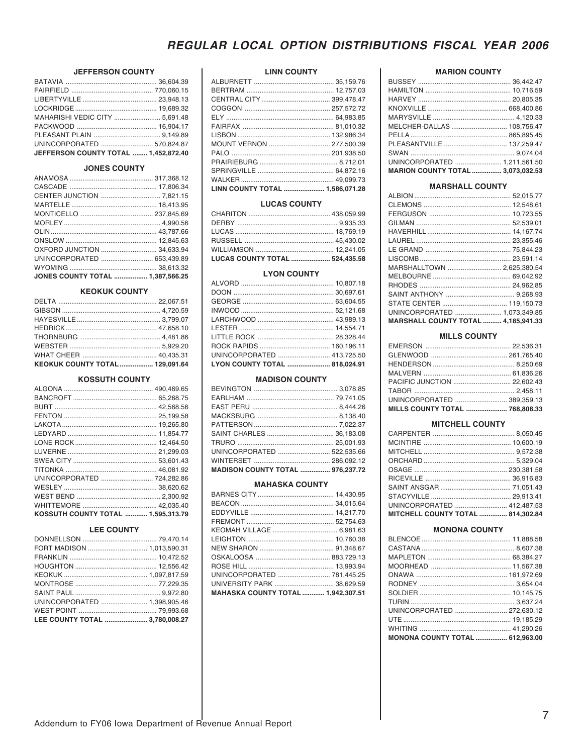# REGULAR LOCAL OPTION DISTRIBUTIONS FISCAL YEAR 2006

### JEFFERSON COUNTY

| | |
|---|---:|
| BATAVIA | 36,604.39 |
| FAIRFIELD | 770,060.15 |
| LIBERTYVILLE | 23,948.13 |
| LOCKRIDGE | 19,689.32 |
| MAHARISHI VEDIC CITY | 5,691.48 |
| PACKWOOD | 16,904.17 |
| PLEASANT PLAIN | 9,149.89 |
| UNINCORPORATED | 570,824.87 |
| **JEFFERSON COUNTY TOTAL** | **1,452,872.40** |

### JONES COUNTY

| | |
|---|---:|
| ANAMOSA | 317,368.12 |
| CASCADE | 17,806.34 |
| CENTER JUNCTION | 7,821.15 |
| MARTELLE | 18,413.95 |
| MONTICELLO | 237,845.69 |
| MORLEY | 4,990.56 |
| OLIN | 43,787.66 |
| ONSLOW | 12,845.63 |
| OXFORD JUNCTION | 34,633.94 |
| UNINCORPORATED | 653,439.89 |
| WYOMING | 38,613.32 |
| **JONES COUNTY TOTAL** | **1,387,566.25** |

### KEOKUK COUNTY

| | |
|---|---:|
| DELTA | 22,067.51 |
| GIBSON | 4,720.59 |
| HAYESVILLE | 3,799.07 |
| HEDRICK | 47,658.10 |
| THORNBURG | 4,481.86 |
| WEBSTER | 5,929.20 |
| WHAT CHEER | 40,435.31 |
| **KEOKUK COUNTY TOTAL** | **129,091.64** |

### KOSSUTH COUNTY

| | |
|---|---:|
| ALGONA | 490,469.65 |
| BANCROFT | 65,268.75 |
| BURT | 42,568.56 |
| FENTON | 25,199.58 |
| LAKOTA | 19,265.80 |
| LEDYARD | 11,854.77 |
| LONE ROCK | 12,464.50 |
| LUVERNE | 21,299.03 |
| SWEA CITY | 53,601.43 |
| TITONKA | 46,081.92 |
| UNINCORPORATED | 724,282.86 |
| WESLEY | 38,620.62 |
| WEST BEND | 2,300.92 |
| WHITTEMORE | 42,035.40 |
| **KOSSUTH COUNTY TOTAL** | **1,595,313.79** |

### LEE COUNTY

| | |
|---|---:|
| DONNELLSON | 79,470.14 |
| FORT MADISON | 1,013,590.31 |
| FRANKLIN | 10,472.52 |
| HOUGHTON | 12,556.42 |
| KEOKUK | 1,097,817.59 |
| MONTROSE | 77,229.35 |
| SAINT PAUL | 9,972.80 |
| UNINCORPORATED | 1,398,905.46 |
| WEST POINT | 79,993.68 |
| **LEE COUNTY TOTAL** | **3,780,008.27** |

### LINN COUNTY

| | |
|---|---:|
| ALBURNETT | 35,159.76 |
| BERTRAM | 12,757.03 |
| CENTRAL CITY | 399,478.47 |
| COGGON | 257,572.72 |
| ELY | 64,983.85 |
| FAIRFAX | 81,010.32 |
| LISBON | 132,986.34 |
| MOUNT VERNON | 277,500.39 |
| PALO | 201,938.50 |
| PRAIRIEBURG | 8,712.01 |
| SPRINGVILLE | 64,872.16 |
| WALKER | 49,099.73 |
| **LINN COUNTY TOTAL** | **1,586,071.28** |

### LUCAS COUNTY

| | |
|---|---:|
| CHARITON | 438,059.99 |
| DERBY | 9,935.33 |
| LUCAS | 18,769.19 |
| RUSSELL | 45,430.02 |
| WILLIAMSON | 12,241.05 |
| **LUCAS COUNTY TOTAL** | **524,435.58** |

### LYON COUNTY

| | |
|---|---:|
| ALVORD | 10,807.18 |
| DOON | 30,697.61 |
| GEORGE | 63,604.55 |
| INWOOD | 52,121.68 |
| LARCHWOOD | 43,989.13 |
| LESTER | 14,554.71 |
| LITTLE ROCK | 28,328.44 |
| ROCK RAPIDS | 160,196.11 |
| UNINCORPORATED | 413,725.50 |
| **LYON COUNTY TOTAL** | **818,024.91** |

### MADISON COUNTY

| | |
|---|---:|
| BEVINGTON | 3,078.85 |
| EARLHAM | 79,741.05 |
| EAST PERU | 8,444.26 |
| MACKSBURG | 8,138.40 |
| PATTERSON | 7,022.37 |
| SAINT CHARLES | 36,183.08 |
| TRURO | 25,001.93 |
| UNINCORPORATED | 522,535.66 |
| WINTERSET | 286,092.12 |
| **MADISON COUNTY TOTAL** | **976,237.72** |

### MAHASKA COUNTY

| | |
|---|---:|
| BARNES CITY | 14,430.95 |
| BEACON | 34,015.64 |
| EDDYVILLE | 14,217.70 |
| FREMONT | 52,754.63 |
| KEOMAH VILLAGE | 6,981.63 |
| LEIGHTON | 10,760.38 |
| NEW SHARON | 91,348.67 |
| OSKALOOSA | 883,729.13 |
| ROSE HILL | 13,993.94 |
| UNINCORPORATED | 781,445.25 |
| UNIVERSITY PARK | 38,629.59 |
| **MAHASKA COUNTY TOTAL** | **1,942,307.51** |

### MARION COUNTY

| | |
|---|---:|
| BUSSEY | 36,442.47 |
| HAMILTON | 10,716.59 |
| HARVEY | 20,805.35 |
| KNOXVILLE | 668,400.86 |
| MARYSVILLE | 4,120.33 |
| MELCHER-DALLAS | 108,756.47 |
| PELLA | 865,895.45 |
| PLEASANTVILLE | 137,259.47 |
| SWAN | 9,074.04 |
| UNINCORPORATED | 1,211,561.50 |
| **MARION COUNTY TOTAL** | **3,073,032.53** |

### MARSHALL COUNTY

| | |
|---|---:|
| ALBION | 52,015.77 |
| CLEMONS | 12,548.61 |
| FERGUSON | 10,723.55 |
| GILMAN | 52,539.01 |
| HAVERHILL | 14,167.74 |
| LAUREL | 23,355.46 |
| LE GRAND | 75,844.23 |
| LISCOMB | 23,591.14 |
| MARSHALLTOWN | 2,625,380.54 |
| MELBOURNE | 69,042.92 |
| RHODES | 24,962.85 |
| SAINT ANTHONY | 9,268.93 |
| STATE CENTER | 119,150.73 |
| UNINCORPORATED | 1,073,349.85 |
| **MARSHALL COUNTY TOTAL** | **4,185,941.33** |

### MILLS COUNTY

| | |
|---|---:|
| EMERSON | 22,536.31 |
| GLENWOOD | 261,765.40 |
| HENDERSON | 8,250.69 |
| MALVERN | 61,836.26 |
| PACIFIC JUNCTION | 22,602.43 |
| TABOR | 2,458.11 |
| UNINCORPORATED | 389,359.13 |
| **MILLS COUNTY TOTAL** | **768,808.33** |

### MITCHELL COUNTY

| | |
|---|---:|
| CARPENTER | 8,050.45 |
| MCINTIRE | 10,600.19 |
| MITCHELL | 9,572.38 |
| ORCHARD | 5,329.04 |
| OSAGE | 230,381.58 |
| RICEVILLE | 36,916.83 |
| SAINT ANSGAR | 71,051.43 |
| STACYVILLE | 29,913.41 |
| UNINCORPORATED | 412,487.53 |
| **MITCHELL COUNTY TOTAL** | **814,302.84** |

### MONONA COUNTY

| | |
|---|---:|
| BLENCOE | 11,888.58 |
| CASTANA | 8,607.38 |
| MAPLETON | 68,384.27 |
| MOORHEAD | 11,567.38 |
| ONAWA | 161,972.69 |
| RODNEY | 3,654.04 |
| SOLDIER | 10,145.75 |
| TURIN | 3,637.24 |
| UNINCORPORATED | 272,630.12 |
| UTE | 19,185.29 |
| WHITING | 41,290.26 |
| **MONONA COUNTY TOTAL** | **612,963.00** |

Addendum to FY06 Iowa Department of Revenue Annual Report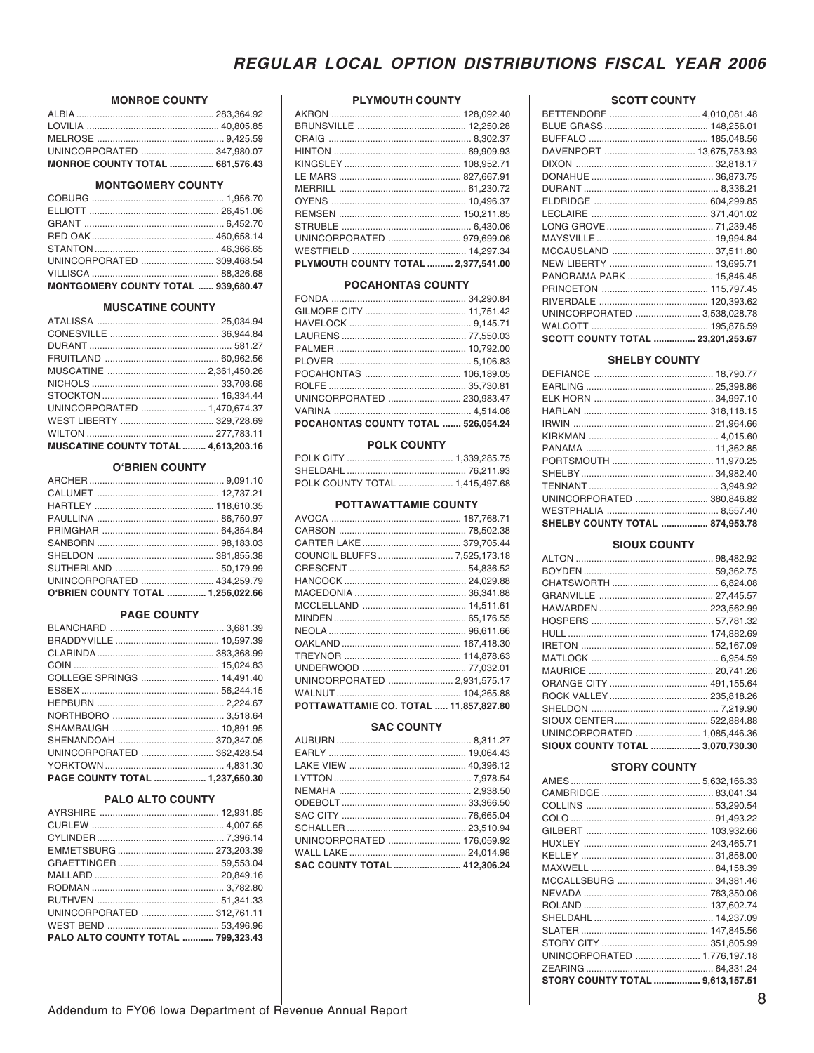# REGULAR LOCAL OPTION DISTRIBUTIONS FISCAL YEAR 2006

### MONROE COUNTY

| | |
|---|---|
| ALBIA | 283,364.92 |
| LOVILIA | 40,805.85 |
| MELROSE | 9,425.59 |
| UNINCORPORATED | 347,980.07 |
| **MONROE COUNTY TOTAL** | **681,576.43** |

### MONTGOMERY COUNTY

| | |
|---|---|
| COBURG | 1,956.70 |
| ELLIOTT | 26,451.06 |
| GRANT | 6,452.70 |
| RED OAK | 460,658.14 |
| STANTON | 46,366.65 |
| UNINCORPORATED | 309,468.54 |
| VILLISCA | 88,326.68 |
| **MONTGOMERY COUNTY TOTAL** | **939,680.47** |

### MUSCATINE COUNTY

| | |
|---|---|
| ATALISSA | 25,034.94 |
| CONESVILLE | 36,944.84 |
| DURANT | 581.27 |
| FRUITLAND | 60,962.56 |
| MUSCATINE | 2,361,450.26 |
| NICHOLS | 33,708.68 |
| STOCKTON | 16,334.44 |
| UNINCORPORATED | 1,470,674.37 |
| WEST LIBERTY | 329,728.69 |
| WILTON | 277,783.11 |
| **MUSCATINE COUNTY TOTAL** | **4,613,203.16** |

### O'BRIEN COUNTY

| | |
|---|---|
| ARCHER | 9,091.10 |
| CALUMET | 12,737.21 |
| HARTLEY | 118,610.35 |
| PAULLINA | 86,750.97 |
| PRIMGHAR | 64,354.84 |
| SANBORN | 98,183.03 |
| SHELDON | 381,855.38 |
| SUTHERLAND | 50,179.99 |
| UNINCORPORATED | 434,259.79 |
| **O'BRIEN COUNTY TOTAL** | **1,256,022.66** |

### PAGE COUNTY

| | |
|---|---|
| BLANCHARD | 3,681.39 |
| BRADDYVILLE | 10,597.39 |
| CLARINDA | 383,368.99 |
| COIN | 15,024.83 |
| COLLEGE SPRINGS | 14,491.40 |
| ESSEX | 56,244.15 |
| HEPBURN | 2,224.67 |
| NORTHBORO | 3,518.64 |
| SHAMBAUGH | 10,891.95 |
| SHENANDOAH | 370,347.05 |
| UNINCORPORATED | 362,428.54 |
| YORKTOWN | 4,831.30 |
| **PAGE COUNTY TOTAL** | **1,237,650.30** |

### PALO ALTO COUNTY

| | |
|---|---|
| AYRSHIRE | 12,931.85 |
| CURLEW | 4,007.65 |
| CYLINDER | 7,396.14 |
| EMMETSBURG | 273,203.39 |
| GRAETTINGER | 59,553.04 |
| MALLARD | 20,849.16 |
| RODMAN | 3,782.80 |
| RUTHVEN | 51,341.33 |
| UNINCORPORATED | 312,761.11 |
| WEST BEND | 53,496.96 |
| **PALO ALTO COUNTY TOTAL** | **799,323.43** |

### PLYMOUTH COUNTY

| | |
|---|---|
| AKRON | 128,092.40 |
| BRUNSVILLE | 12,250.28 |
| CRAIG | 8,302.37 |
| HINTON | 69,909.93 |
| KINGSLEY | 108,952.71 |
| LE MARS | 827,667.91 |
| MERRILL | 61,230.72 |
| OYENS | 10,496.37 |
| REMSEN | 150,211.85 |
| STRUBLE | 6,430.06 |
| UNINCORPORATED | 979,699.06 |
| WESTFIELD | 14,297.34 |
| **PLYMOUTH COUNTY TOTAL** | **2,377,541.00** |

### POCAHONTAS COUNTY

| | |
|---|---|
| FONDA | 34,290.84 |
| GILMORE CITY | 11,751.42 |
| HAVELOCK | 9,145.71 |
| LAURENS | 77,550.03 |
| PALMER | 10,792.00 |
| PLOVER | 5,106.83 |
| POCAHONTAS | 106,189.05 |
| ROLFE | 35,730.81 |
| UNINCORPORATED | 230,983.47 |
| VARINA | 4,514.08 |
| **POCAHONTAS COUNTY TOTAL** | **526,054.24** |

### POLK COUNTY

| | |
|---|---|
| POLK CITY | 1,339,285.75 |
| SHELDAHL | 76,211.93 |
| POLK COUNTY TOTAL | 1,415,497.68 |

### POTTAWATTAMIE COUNTY

| | |
|---|---|
| AVOCA | 187,768.71 |
| CARSON | 78,502.38 |
| CARTER LAKE | 379,705.44 |
| COUNCIL BLUFFS | 7,525,173.18 |
| CRESCENT | 54,836.52 |
| HANCOCK | 24,029.88 |
| MACEDONIA | 36,341.88 |
| MCCLELLAND | 14,511.61 |
| MINDEN | 65,176.55 |
| NEOLA | 96,611.66 |
| OAKLAND | 167,418.30 |
| TREYNOR | 114,878.63 |
| UNDERWOOD | 77,032.01 |
| UNINCORPORATED | 2,931,575.17 |
| WALNUT | 104,265.88 |
| **POTTAWATTAMIE CO. TOTAL** | **11,857,827.80** |

### SAC COUNTY

| | |
|---|---|
| AUBURN | 8,311.27 |
| EARLY | 19,064.43 |
| LAKE VIEW | 40,396.12 |
| LYTTON | 7,978.54 |
| NEMAHA | 2,938.50 |
| ODEBOLT | 33,366.50 |
| SAC CITY | 76,665.04 |
| SCHALLER | 23,510.94 |
| UNINCORPORATED | 176,059.92 |
| WALL LAKE | 24,014.98 |
| **SAC COUNTY TOTAL** | **412,306.24** |

### SCOTT COUNTY

| | |
|---|---|
| BETTENDORF | 4,010,081.48 |
| BLUE GRASS | 148,256.01 |
| BUFFALO | 185,048.56 |
| DAVENPORT | 13,675,753.93 |
| DIXON | 32,818.17 |
| DONAHUE | 36,873.75 |
| DURANT | 8,336.21 |
| ELDRIDGE | 604,299.85 |
| LECLAIRE | 371,401.02 |
| LONG GROVE | 71,239.45 |
| MAYSVILLE | 19,994.84 |
| MCCAUSLAND | 37,511.80 |
| NEW LIBERTY | 13,695.71 |
| PANORAMA PARK | 15,846.45 |
| PRINCETON | 115,797.45 |
| RIVERDALE | 120,393.62 |
| UNINCORPORATED | 3,538,028.78 |
| WALCOTT | 195,876.59 |
| **SCOTT COUNTY TOTAL** | **23,201,253.67** |

### SHELBY COUNTY

| | |
|---|---|
| DEFIANCE | 18,790.77 |
| EARLING | 25,398.86 |
| ELK HORN | 34,997.10 |
| HARLAN | 318,118.15 |
| IRWIN | 21,964.66 |
| KIRKMAN | 4,015.60 |
| PANAMA | 11,362.85 |
| PORTSMOUTH | 11,970.25 |
| SHELBY | 34,982.40 |
| TENNANT | 3,948.92 |
| UNINCORPORATED | 380,846.82 |
| WESTPHALIA | 8,557.40 |
| **SHELBY COUNTY TOTAL** | **874,953.78** |

### SIOUX COUNTY

| | |
|---|---|
| ALTON | 98,482.92 |
| BOYDEN | 59,362.75 |
| CHATSWORTH | 6,824.08 |
| GRANVILLE | 27,445.57 |
| HAWARDEN | 223,562.99 |
| HOSPERS | 57,781.32 |
| HULL | 174,882.69 |
| IRETON | 52,167.09 |
| MATLOCK | 6,954.59 |
| MAURICE | 20,741.26 |
| ORANGE CITY | 491,155.64 |
| ROCK VALLEY | 235,818.26 |
| SHELDON | 7,219.90 |
| SIOUX CENTER | 522,884.88 |
| UNINCORPORATED | 1,085,446.36 |
| **SIOUX COUNTY TOTAL** | **3,070,730.30** |

### STORY COUNTY

| | |
|---|---|
| AMES | 5,632,166.33 |
| CAMBRIDGE | 83,041.34 |
| COLLINS | 53,290.54 |
| COLO | 91,493.22 |
| GILBERT | 103,932.66 |
| HUXLEY | 243,465.71 |
| KELLEY | 31,858.00 |
| MAXWELL | 84,158.39 |
| MCCALLSBURG | 34,381.46 |
| NEVADA | 763,350.06 |
| ROLAND | 137,602.74 |
| SHELDAHL | 14,237.09 |
| SLATER | 147,845.56 |
| STORY CITY | 351,805.99 |
| UNINCORPORATED | 1,776,197.18 |
| ZEARING | 64,331.24 |
| **STORY COUNTY TOTAL** | **9,613,157.51** |

Addendum to FY06 Iowa Department of Revenue Annual Report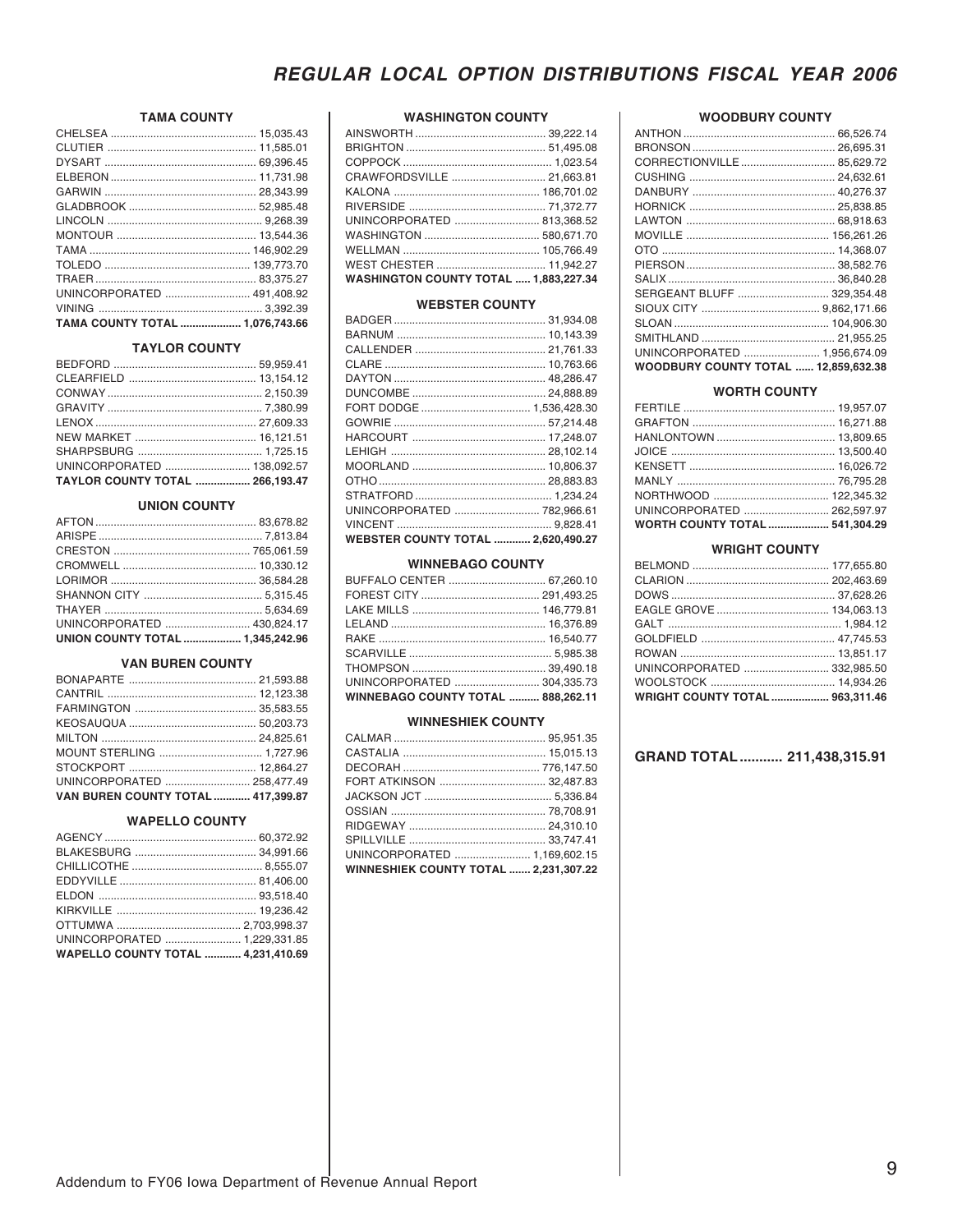# REGULAR LOCAL OPTION DISTRIBUTIONS FISCAL YEAR 2006

### TAMA COUNTY

| | |
|---|---|
| CHELSEA | 15,035.43 |
| CLUTIER | 11,585.01 |
| DYSART | 69,396.45 |
| ELBERON | 11,731.98 |
| GARWIN | 28,343.99 |
| GLADBROOK | 52,985.48 |
| LINCOLN | 9,268.39 |
| MONTOUR | 13,544.36 |
| TAMA | 146,902.29 |
| TOLEDO | 139,773.70 |
| TRAER | 83,375.27 |
| UNINCORPORATED | 491,408.92 |
| VINING | 3,392.39 |
| **TAMA COUNTY TOTAL** | **1,076,743.66** |

### TAYLOR COUNTY

| | |
|---|---|
| BEDFORD | 59,959.41 |
| CLEARFIELD | 13,154.12 |
| CONWAY | 2,150.39 |
| GRAVITY | 7,380.99 |
| LENOX | 27,609.33 |
| NEW MARKET | 16,121.51 |
| SHARPSBURG | 1,725.15 |
| UNINCORPORATED | 138,092.57 |
| **TAYLOR COUNTY TOTAL** | **266,193.47** |

### UNION COUNTY

| | |
|---|---|
| AFTON | 83,678.82 |
| ARISPE | 7,813.84 |
| CRESTON | 765,061.59 |
| CROMWELL | 10,330.12 |
| LORIMOR | 36,584.28 |
| SHANNON CITY | 5,315.45 |
| THAYER | 5,634.69 |
| UNINCORPORATED | 430,824.17 |
| **UNION COUNTY TOTAL** | **1,345,242.96** |

### VAN BUREN COUNTY

| | |
|---|---|
| BONAPARTE | 21,593.88 |
| CANTRIL | 12,123.38 |
| FARMINGTON | 35,583.55 |
| KEOSAUQUA | 50,203.73 |
| MILTON | 24,825.61 |
| MOUNT STERLING | 1,727.96 |
| STOCKPORT | 12,864.27 |
| UNINCORPORATED | 258,477.49 |
| **VAN BUREN COUNTY TOTAL** | **417,399.87** |

### WAPELLO COUNTY

| | |
|---|---|
| AGENCY | 60,372.92 |
| BLAKESBURG | 34,991.66 |
| CHILLICOTHE | 8,555.07 |
| EDDYVILLE | 81,406.00 |
| ELDON | 93,518.40 |
| KIRKVILLE | 19,236.42 |
| OTTUMWA | 2,703,998.37 |
| UNINCORPORATED | 1,229,331.85 |
| **WAPELLO COUNTY TOTAL** | **4,231,410.69** |

### WASHINGTON COUNTY

| | |
|---|---|
| AINSWORTH | 39,222.14 |
| BRIGHTON | 51,495.08 |
| COPPOCK | 1,023.54 |
| CRAWFORDSVILLE | 21,663.81 |
| KALONA | 186,701.02 |
| RIVERSIDE | 71,372.77 |
| UNINCORPORATED | 813,368.52 |
| WASHINGTON | 580,671.70 |
| WELLMAN | 105,766.49 |
| WEST CHESTER | 11,942.27 |
| **WASHINGTON COUNTY TOTAL** | **1,883,227.34** |

### WEBSTER COUNTY

| | |
|---|---|
| BADGER | 31,934.08 |
| BARNUM | 10,143.39 |
| CALLENDER | 21,761.33 |
| CLARE | 10,763.66 |
| DAYTON | 48,286.47 |
| DUNCOMBE | 24,888.89 |
| FORT DODGE | 1,536,428.30 |
| GOWRIE | 57,214.48 |
| HARCOURT | 17,248.07 |
| LEHIGH | 28,102.14 |
| MOORLAND | 10,806.37 |
| OTHO | 28,883.83 |
| STRATFORD | 1,234.24 |
| UNINCORPORATED | 782,966.61 |
| VINCENT | 9,828.41 |
| **WEBSTER COUNTY TOTAL** | **2,620,490.27** |

### WINNEBAGO COUNTY

| | |
|---|---|
| BUFFALO CENTER | 67,260.10 |
| FOREST CITY | 291,493.25 |
| LAKE MILLS | 146,779.81 |
| LELAND | 16,376.89 |
| RAKE | 16,540.77 |
| SCARVILLE | 5,985.38 |
| THOMPSON | 39,490.18 |
| UNINCORPORATED | 304,335.73 |
| **WINNEBAGO COUNTY TOTAL** | **888,262.11** |

### WINNESHIEK COUNTY

| | |
|---|---|
| CALMAR | 95,951.35 |
| CASTALIA | 15,015.13 |
| DECORAH | 776,147.50 |
| FORT ATKINSON | 32,487.83 |
| JACKSON JCT | 5,336.84 |
| OSSIAN | 78,708.91 |
| RIDGEWAY | 24,310.10 |
| SPILLVILLE | 33,747.41 |
| UNINCORPORATED | 1,169,602.15 |
| **WINNESHIEK COUNTY TOTAL** | **2,231,307.22** |

### WOODBURY COUNTY

| | |
|---|---|
| ANTHON | 66,526.74 |
| BRONSON | 26,695.31 |
| CORRECTIONVILLE | 85,629.72 |
| CUSHING | 24,632.61 |
| DANBURY | 40,276.37 |
| HORNICK | 25,838.85 |
| LAWTON | 68,918.63 |
| MOVILLE | 156,261.26 |
| OTO | 14,368.07 |
| PIERSON | 38,582.76 |
| SALIX | 36,840.28 |
| SERGEANT BLUFF | 329,354.48 |
| SIOUX CITY | 9,862,171.66 |
| SLOAN | 104,906.30 |
| SMITHLAND | 21,955.25 |
| UNINCORPORATED | 1,956,674.09 |
| **WOODBURY COUNTY TOTAL** | **12,859,632.38** |

### WORTH COUNTY

| | |
|---|---|
| FERTILE | 19,957.07 |
| GRAFTON | 16,271.88 |
| HANLONTOWN | 13,809.65 |
| JOICE | 13,500.40 |
| KENSETT | 16,026.72 |
| MANLY | 76,795.28 |
| NORTHWOOD | 122,345.32 |
| UNINCORPORATED | 262,597.97 |
| **WORTH COUNTY TOTAL** | **541,304.29** |

### WRIGHT COUNTY

| | |
|---|---|
| BELMOND | 177,655.80 |
| CLARION | 202,463.69 |
| DOWS | 37,628.26 |
| EAGLE GROVE | 134,063.13 |
| GALT | 1,984.12 |
| GOLDFIELD | 47,745.53 |
| ROWAN | 13,851.17 |
| UNINCORPORATED | 332,985.50 |
| WOOLSTOCK | 14,934.26 |
| **WRIGHT COUNTY TOTAL** | **963,311.46** |

**GRAND TOTAL........... 211,438,315.91**

Addendum to FY06 Iowa Department of Revenue Annual Report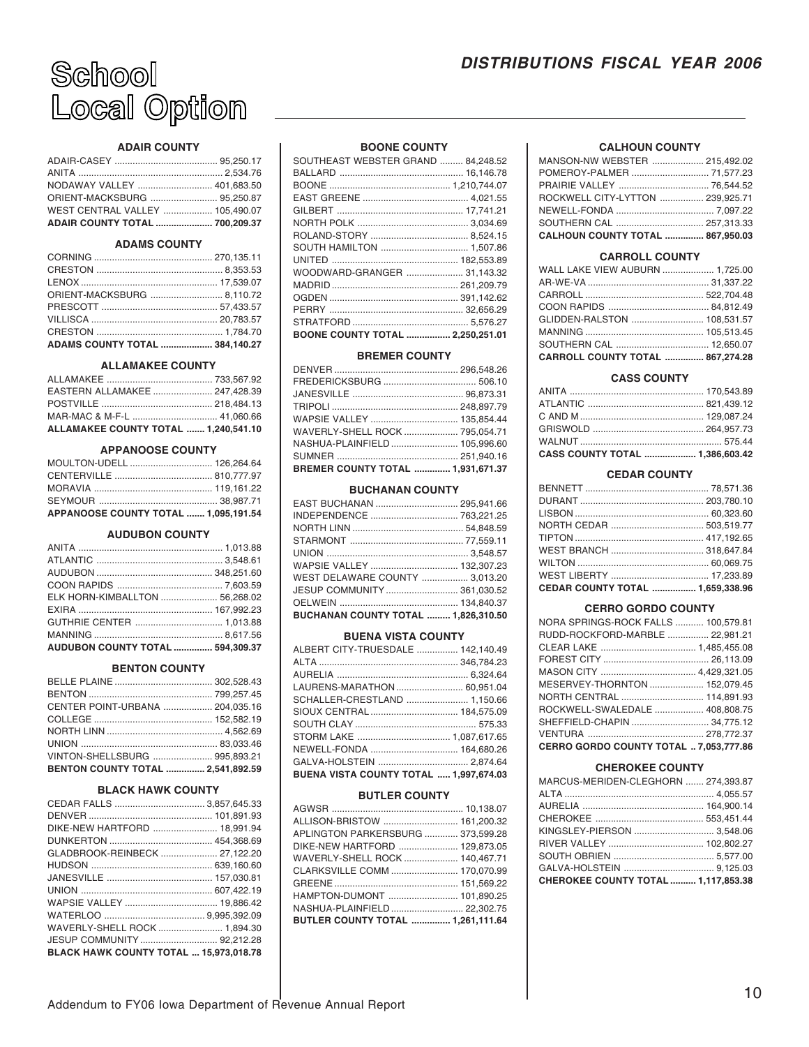# School Local Option

## DISTRIBUTIONS FISCAL YEAR 2006

### ADAIR COUNTY

| District | Amount |
|---|---|
| ADAIR-CASEY | 95,250.17 |
| ANITA | 2,534.76 |
| NODAWAY VALLEY | 401,683.50 |
| ORIENT-MACKSBURG | 95,250.87 |
| WEST CENTRAL VALLEY | 105,490.07 |
| **ADAIR COUNTY TOTAL** | **700,209.37** |

### ADAMS COUNTY

| District | Amount |
|---|---|
| CORNING | 270,135.11 |
| CRESTON | 8,353.53 |
| LENOX | 17,539.07 |
| ORIENT-MACKSBURG | 8,110.72 |
| PRESCOTT | 57,433.57 |
| VILLISCA | 20,783.57 |
| CRESTON | 1,784.70 |
| **ADAMS COUNTY TOTAL** | **384,140.27** |

### ALLAMAKEE COUNTY

| District | Amount |
|---|---|
| ALLAMAKEE | 733,567.92 |
| EASTERN ALLAMAKEE | 247,428.39 |
| POSTVILLE | 218,484.13 |
| MAR-MAC & M-F-L | 41,060.66 |
| **ALLAMAKEE COUNTY TOTAL** | **1,240,541.10** |

### APPANOOSE COUNTY

| District | Amount |
|---|---|
| MOULTON-UDELL | 126,264.64 |
| CENTERVILLE | 810,777.97 |
| MORAVIA | 119,161.22 |
| SEYMOUR | 38,987.71 |
| **APPANOOSE COUNTY TOTAL** | **1,095,191.54** |

### AUDUBON COUNTY

| District | Amount |
|---|---|
| ANITA | 1,013.88 |
| ATLANTIC | 3,548.61 |
| AUDUBON | 348,251.60 |
| COON RAPIDS | 7,603.59 |
| ELK HORN-KIMBALLTON | 56,268.02 |
| EXIRA | 167,992.23 |
| GUTHRIE CENTER | 1,013.88 |
| MANNING | 8,617.56 |
| **AUDUBON COUNTY TOTAL** | **594,309.37** |

### BENTON COUNTY

| District | Amount |
|---|---|
| BELLE PLAINE | 302,528.43 |
| BENTON | 799,257.45 |
| CENTER POINT-URBANA | 204,035.16 |
| COLLEGE | 152,582.19 |
| NORTH LINN | 4,562.69 |
| UNION | 83,033.46 |
| VINTON-SHELLSBURG | 995,893.21 |
| **BENTON COUNTY TOTAL** | **2,541,892.59** |

### BLACK HAWK COUNTY

| District | Amount |
|---|---|
| CEDAR FALLS | 3,857,645.33 |
| DENVER | 101,891.93 |
| DIKE-NEW HARTFORD | 18,991.94 |
| DUNKERTON | 454,368.69 |
| GLADBROOK-REINBECK | 27,122.20 |
| HUDSON | 639,160.60 |
| JANESVILLE | 157,030.81 |
| UNION | 607,422.19 |
| WAPSIE VALLEY | 19,886.42 |
| WATERLOO | 9,995,392.09 |
| WAVERLY-SHELL ROCK | 1,894.30 |
| JESUP COMMUNITY | 92,212.28 |
| **BLACK HAWK COUNTY TOTAL** | **15,973,018.78** |

### BOONE COUNTY

| District | Amount |
|---|---|
| SOUTHEAST WEBSTER GRAND | 84,248.52 |
| BALLARD | 16,146.78 |
| BOONE | 1,210,744.07 |
| EAST GREENE | 4,021.55 |
| GILBERT | 17,741.21 |
| NORTH POLK | 3,034.69 |
| ROLAND-STORY | 8,524.15 |
| SOUTH HAMILTON | 1,507.86 |
| UNITED | 182,553.89 |
| WOODWARD-GRANGER | 31,143.32 |
| MADRID | 261,209.79 |
| OGDEN | 391,142.62 |
| PERRY | 32,656.29 |
| STRATFORD | 5,576.27 |
| **BOONE COUNTY TOTAL** | **2,250,251.01** |

### BREMER COUNTY

| District | Amount |
|---|---|
| DENVER | 296,548.26 |
| FREDERICKSBURG | 506.10 |
| JANESVILLE | 96,873.31 |
| TRIPOLI | 248,897.79 |
| WAPSIE VALLEY | 135,854.44 |
| WAVERLY-SHELL ROCK | 795,054.71 |
| NASHUA-PLAINFIELD | 105,996.60 |
| SUMNER | 251,940.16 |
| **BREMER COUNTY TOTAL** | **1,931,671.37** |

### BUCHANAN COUNTY

| District | Amount |
|---|---|
| EAST BUCHANAN | 295,941.66 |
| INDEPENDENCE | 763,221.25 |
| NORTH LINN | 54,848.59 |
| STARMONT | 77,559.11 |
| UNION | 3,548.57 |
| WAPSIE VALLEY | 132,307.23 |
| WEST DELAWARE COUNTY | 3,013.20 |
| JESUP COMMUNITY | 361,030.52 |
| OELWEIN | 134,840.37 |
| **BUCHANAN COUNTY TOTAL** | **1,826,310.50** |

### BUENA VISTA COUNTY

| District | Amount |
|---|---|
| ALBERT CITY-TRUESDALE | 142,140.49 |
| ALTA | 346,784.23 |
| AURELIA | 6,324.64 |
| LAURENS-MARATHON | 60,951.04 |
| SCHALLER-CRESTLAND | 1,150.66 |
| SIOUX CENTRAL | 184,575.09 |
| SOUTH CLAY | 575.33 |
| STORM LAKE | 1,087,617.65 |
| NEWELL-FONDA | 164,680.26 |
| GALVA-HOLSTEIN | 2,874.64 |
| **BUENA VISTA COUNTY TOTAL** | **1,997,674.03** |

### BUTLER COUNTY

| District | Amount |
|---|---|
| AGWSR | 10,138.07 |
| ALLISON-BRISTOW | 161,200.32 |
| APLINGTON PARKERSBURG | 373,599.28 |
| DIKE-NEW HARTFORD | 129,873.05 |
| WAVERLY-SHELL ROCK | 140,467.71 |
| CLARKSVILLE COMM | 170,070.99 |
| GREENE | 151,569.22 |
| HAMPTON-DUMONT | 101,890.25 |
| NASHUA-PLAINFIELD | 22,302.75 |
| **BUTLER COUNTY TOTAL** | **1,261,111.64** |

### CALHOUN COUNTY

| District | Amount |
|---|---|
| MANSON-NW WEBSTER | 215,492.02 |
| POMEROY-PALMER | 71,577.23 |
| PRAIRIE VALLEY | 76,544.52 |
| ROCKWELL CITY-LYTTON | 239,925.71 |
| NEWELL-FONDA | 7,097.22 |
| SOUTHERN CAL | 257,313.33 |
| **CALHOUN COUNTY TOTAL** | **867,950.03** |

### CARROLL COUNTY

| District | Amount |
|---|---|
| WALL LAKE VIEW AUBURN | 1,725.00 |
| AR-WE-VA | 31,337.22 |
| CARROLL | 522,704.48 |
| COON RAPIDS | 84,812.49 |
| GLIDDEN-RALSTON | 108,531.57 |
| MANNING | 105,513.45 |
| SOUTHERN CAL | 12,650.07 |
| **CARROLL COUNTY TOTAL** | **867,274.28** |

### CASS COUNTY

| District | Amount |
|---|---|
| ANITA | 170,543.89 |
| ATLANTIC | 821,439.12 |
| C AND M | 129,087.24 |
| GRISWOLD | 264,957.73 |
| WALNUT | 575.44 |
| **CASS COUNTY TOTAL** | **1,386,603.42** |

### CEDAR COUNTY

| District | Amount |
|---|---|
| BENNETT | 78,571.36 |
| DURANT | 203,780.10 |
| LISBON | 60,323.60 |
| NORTH CEDAR | 503,519.77 |
| TIPTON | 417,192.65 |
| WEST BRANCH | 318,647.84 |
| WILTON | 60,069.75 |
| WEST LIBERTY | 17,233.89 |
| **CEDAR COUNTY TOTAL** | **1,659,338.96** |

### CERRO GORDO COUNTY

| District | Amount |
|---|---|
| NORA SPRINGS-ROCK FALLS | 100,579.81 |
| RUDD-ROCKFORD-MARBLE | 22,981.21 |
| CLEAR LAKE | 1,485,455.08 |
| FOREST CITY | 26,113.09 |
| MASON CITY | 4,429,321.05 |
| MESERVEY-THORNTON | 152,079.45 |
| NORTH CENTRAL | 114,891.93 |
| ROCKWELL-SWALEDALE | 408,808.75 |
| SHEFFIELD-CHAPIN | 34,775.12 |
| VENTURA | 278,772.37 |
| **CERRO GORDO COUNTY TOTAL** | **7,053,777.86** |

### CHEROKEE COUNTY

| District | Amount |
|---|---|
| MARCUS-MERIDEN-CLEGHORN | 274,393.87 |
| ALTA | 4,055.57 |
| AURELIA | 164,900.14 |
| CHEROKEE | 553,451.44 |
| KINGSLEY-PIERSON | 3,548.06 |
| RIVER VALLEY | 102,802.27 |
| SOUTH OBRIEN | 5,577.00 |
| GALVA-HOLSTEIN | 9,125.03 |
| **CHEROKEE COUNTY TOTAL** | **1,117,853.38** |

Addendum to FY06 Iowa Department of Revenue Annual Report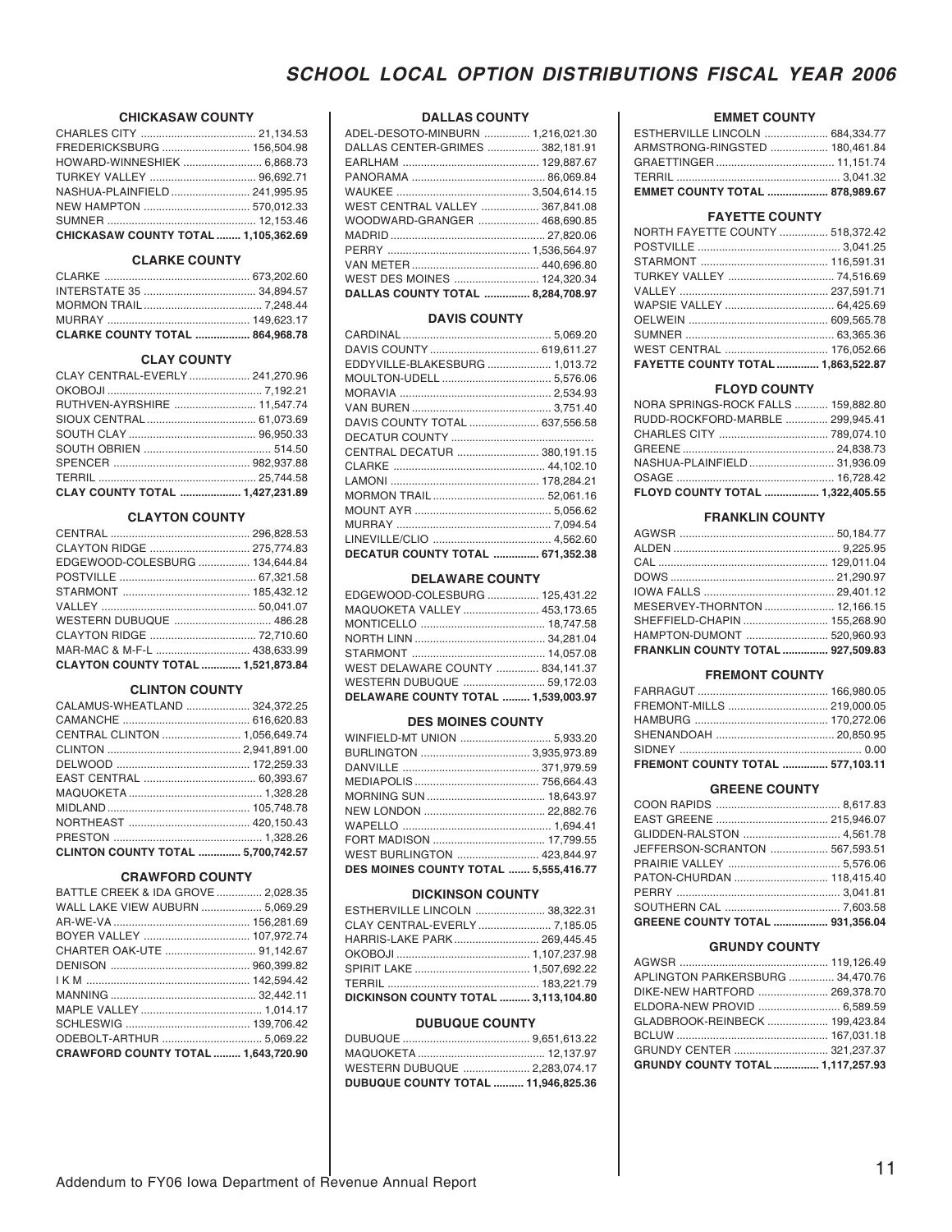# SCHOOL LOCAL OPTION DISTRIBUTIONS FISCAL YEAR 2006

## CHICKASAW COUNTY

| District | Amount |
|---|---|
| CHARLES CITY | 21,134.53 |
| FREDERICKSBURG | 156,504.98 |
| HOWARD-WINNESHIEK | 6,868.73 |
| TURKEY VALLEY | 96,692.71 |
| NASHUA-PLAINFIELD | 241,995.95 |
| NEW HAMPTON | 570,012.33 |
| SUMNER | 12,153.46 |
| **CHICKASAW COUNTY TOTAL** | **1,105,362.69** |

## CLARKE COUNTY

| District | Amount |
|---|---|
| CLARKE | 673,202.60 |
| INTERSTATE 35 | 34,894.57 |
| MORMON TRAIL | 7,248.44 |
| MURRAY | 149,623.17 |
| **CLARKE COUNTY TOTAL** | **864,968.78** |

## CLAY COUNTY

| District | Amount |
|---|---|
| CLAY CENTRAL-EVERLY | 241,270.96 |
| OKOBOJI | 7,192.21 |
| RUTHVEN-AYRSHIRE | 11,547.74 |
| SIOUX CENTRAL | 61,073.69 |
| SOUTH CLAY | 96,950.33 |
| SOUTH OBRIEN | 514.50 |
| SPENCER | 982,937.88 |
| TERRIL | 25,744.58 |
| **CLAY COUNTY TOTAL** | **1,427,231.89** |

## CLAYTON COUNTY

| District | Amount |
|---|---|
| CENTRAL | 296,828.53 |
| CLAYTON RIDGE | 275,774.83 |
| EDGEWOOD-COLESBURG | 134,644.84 |
| POSTVILLE | 67,321.58 |
| STARMONT | 185,432.12 |
| VALLEY | 50,041.07 |
| WESTERN DUBUQUE | 486.28 |
| CLAYTON RIDGE | 72,710.60 |
| MAR-MAC & M-F-L | 438,633.99 |
| **CLAYTON COUNTY TOTAL** | **1,521,873.84** |

## CLINTON COUNTY

| District | Amount |
|---|---|
| CALAMUS-WHEATLAND | 324,372.25 |
| CAMANCHE | 616,620.83 |
| CENTRAL CLINTON | 1,056,649.74 |
| CLINTON | 2,941,891.00 |
| DELWOOD | 172,259.33 |
| EAST CENTRAL | 60,393.67 |
| MAQUOKETA | 1,328.28 |
| MIDLAND | 105,748.78 |
| NORTHEAST | 420,150.43 |
| PRESTON | 1,328.26 |
| **CLINTON COUNTY TOTAL** | **5,700,742.57** |

## CRAWFORD COUNTY

| District | Amount |
|---|---|
| BATTLE CREEK & IDA GROVE | 2,028.35 |
| WALL LAKE VIEW AUBURN | 5,069.29 |
| AR-WE-VA | 156,281.69 |
| BOYER VALLEY | 107,972.74 |
| CHARTER OAK-UTE | 91,142.67 |
| DENISON | 960,399.82 |
| I K M | 142,594.42 |
| MANNING | 32,442.11 |
| MAPLE VALLEY | 1,014.17 |
| SCHLESWIG | 139,706.42 |
| ODEBOLT-ARTHUR | 5,069.22 |
| **CRAWFORD COUNTY TOTAL** | **1,643,720.90** |

## DALLAS COUNTY

| District | Amount |
|---|---|
| ADEL-DESOTO-MINBURN | 1,216,021.30 |
| DALLAS CENTER-GRIMES | 382,181.91 |
| EARLHAM | 129,887.67 |
| PANORAMA | 86,069.84 |
| WAUKEE | 3,504,614.15 |
| WEST CENTRAL VALLEY | 367,841.08 |
| WOODWARD-GRANGER | 468,690.85 |
| MADRID | 27,820.06 |
| PERRY | 1,536,564.97 |
| VAN METER | 440,696.80 |
| WEST DES MOINES | 124,320.34 |
| **DALLAS COUNTY TOTAL** | **8,284,708.97** |

## DAVIS COUNTY

| District | Amount |
|---|---|
| CARDINAL | 5,069.20 |
| DAVIS COUNTY | 619,611.27 |
| EDDYVILLE-BLAKESBURG | 1,013.72 |
| MOULTON-UDELL | 5,576.06 |
| MORAVIA | 2,534.93 |
| VAN BUREN | 3,751.40 |
| DAVIS COUNTY TOTAL | 637,556.58 |

## DECATUR COUNTY

| District | Amount |
|---|---|
| CENTRAL DECATUR | 380,191.15 |
| CLARKE | 44,102.10 |
| LAMONI | 178,284.21 |
| MORMON TRAIL | 52,061.16 |
| MOUNT AYR | 5,056.62 |
| MURRAY | 7,094.54 |
| LINEVILLE/CLIO | 4,562.60 |
| **DECATUR COUNTY TOTAL** | **671,352.38** |

## DELAWARE COUNTY

| District | Amount |
|---|---|
| EDGEWOOD-COLESBURG | 125,431.22 |
| MAQUOKETA VALLEY | 453,173.65 |
| MONTICELLO | 18,747.58 |
| NORTH LINN | 34,281.04 |
| STARMONT | 14,057.08 |
| WEST DELAWARE COUNTY | 834,141.37 |
| WESTERN DUBUQUE | 59,172.03 |
| **DELAWARE COUNTY TOTAL** | **1,539,003.97** |

## DES MOINES COUNTY

| District | Amount |
|---|---|
| WINFIELD-MT UNION | 5,933.20 |
| BURLINGTON | 3,935,973.89 |
| DANVILLE | 371,979.59 |
| MEDIAPOLIS | 756,664.43 |
| MORNING SUN | 18,643.97 |
| NEW LONDON | 22,882.76 |
| WAPELLO | 1,694.41 |
| FORT MADISON | 17,799.55 |
| WEST BURLINGTON | 423,844.97 |
| **DES MOINES COUNTY TOTAL** | **5,555,416.77** |

## DICKINSON COUNTY

| District | Amount |
|---|---|
| ESTHERVILLE LINCOLN | 38,322.31 |
| CLAY CENTRAL-EVERLY | 7,185.05 |
| HARRIS-LAKE PARK | 269,445.45 |
| OKOBOJI | 1,107,237.98 |
| SPIRIT LAKE | 1,507,692.22 |
| TERRIL | 183,221.79 |
| **DICKINSON COUNTY TOTAL** | **3,113,104.80** |

## DUBUQUE COUNTY

| District | Amount |
|---|---|
| DUBUQUE | 9,651,613.22 |
| MAQUOKETA | 12,137.97 |
| WESTERN DUBUQUE | 2,283,074.17 |
| **DUBUQUE COUNTY TOTAL** | **11,946,825.36** |

## EMMET COUNTY

| District | Amount |
|---|---|
| ESTHERVILLE LINCOLN | 684,334.77 |
| ARMSTRONG-RINGSTED | 180,461.84 |
| GRAETTINGER | 11,151.74 |
| TERRIL | 3,041.32 |
| **EMMET COUNTY TOTAL** | **878,989.67** |

## FAYETTE COUNTY

| District | Amount |
|---|---|
| NORTH FAYETTE COUNTY | 518,372.42 |
| POSTVILLE | 3,041.25 |
| STARMONT | 116,591.31 |
| TURKEY VALLEY | 74,516.69 |
| VALLEY | 237,591.71 |
| WAPSIE VALLEY | 64,425.69 |
| OELWEIN | 609,565.78 |
| SUMNER | 63,365.36 |
| WEST CENTRAL | 176,052.66 |
| **FAYETTE COUNTY TOTAL** | **1,863,522.87** |

## FLOYD COUNTY

| District | Amount |
|---|---|
| NORA SPRINGS-ROCK FALLS | 159,882.80 |
| RUDD-ROCKFORD-MARBLE | 299,945.41 |
| CHARLES CITY | 789,074.10 |
| GREENE | 24,838.73 |
| NASHUA-PLAINFIELD | 31,936.09 |
| OSAGE | 16,728.42 |
| **FLOYD COUNTY TOTAL** | **1,322,405.55** |

## FRANKLIN COUNTY

| District | Amount |
|---|---|
| AGWSR | 50,184.77 |
| ALDEN | 9,225.95 |
| CAL | 129,011.04 |
| DOWS | 21,290.97 |
| IOWA FALLS | 29,401.12 |
| MESERVEY-THORNTON | 12,166.15 |
| SHEFFIELD-CHAPIN | 155,268.90 |
| HAMPTON-DUMONT | 520,960.93 |
| **FRANKLIN COUNTY TOTAL** | **927,509.83** |

## FREMONT COUNTY

| District | Amount |
|---|---|
| FARRAGUT | 166,980.05 |
| FREMONT-MILLS | 219,000.05 |
| HAMBURG | 170,272.06 |
| SHENANDOAH | 20,850.95 |
| SIDNEY | 0.00 |
| **FREMONT COUNTY TOTAL** | **577,103.11** |

## GREENE COUNTY

| District | Amount |
|---|---|
| COON RAPIDS | 8,617.83 |
| EAST GREENE | 215,946.07 |
| GLIDDEN-RALSTON | 4,561.78 |
| JEFFERSON-SCRANTON | 567,593.51 |
| PRAIRIE VALLEY | 5,576.06 |
| PATON-CHURDAN | 118,415.40 |
| PERRY | 3,041.81 |
| SOUTHERN CAL | 7,603.58 |
| **GREENE COUNTY TOTAL** | **931,356.04** |

## GRUNDY COUNTY

| District | Amount |
|---|---|
| AGWSR | 119,126.49 |
| APLINGTON PARKERSBURG | 34,470.76 |
| DIKE-NEW HARTFORD | 269,378.70 |
| ELDORA-NEW PROVID | 6,589.59 |
| GLADBROOK-REINBECK | 199,423.84 |
| BCLUW | 167,031.18 |
| GRUNDY CENTER | 321,237.37 |
| **GRUNDY COUNTY TOTAL** | **1,117,257.93** |

Addendum to FY06 Iowa Department of Revenue Annual Report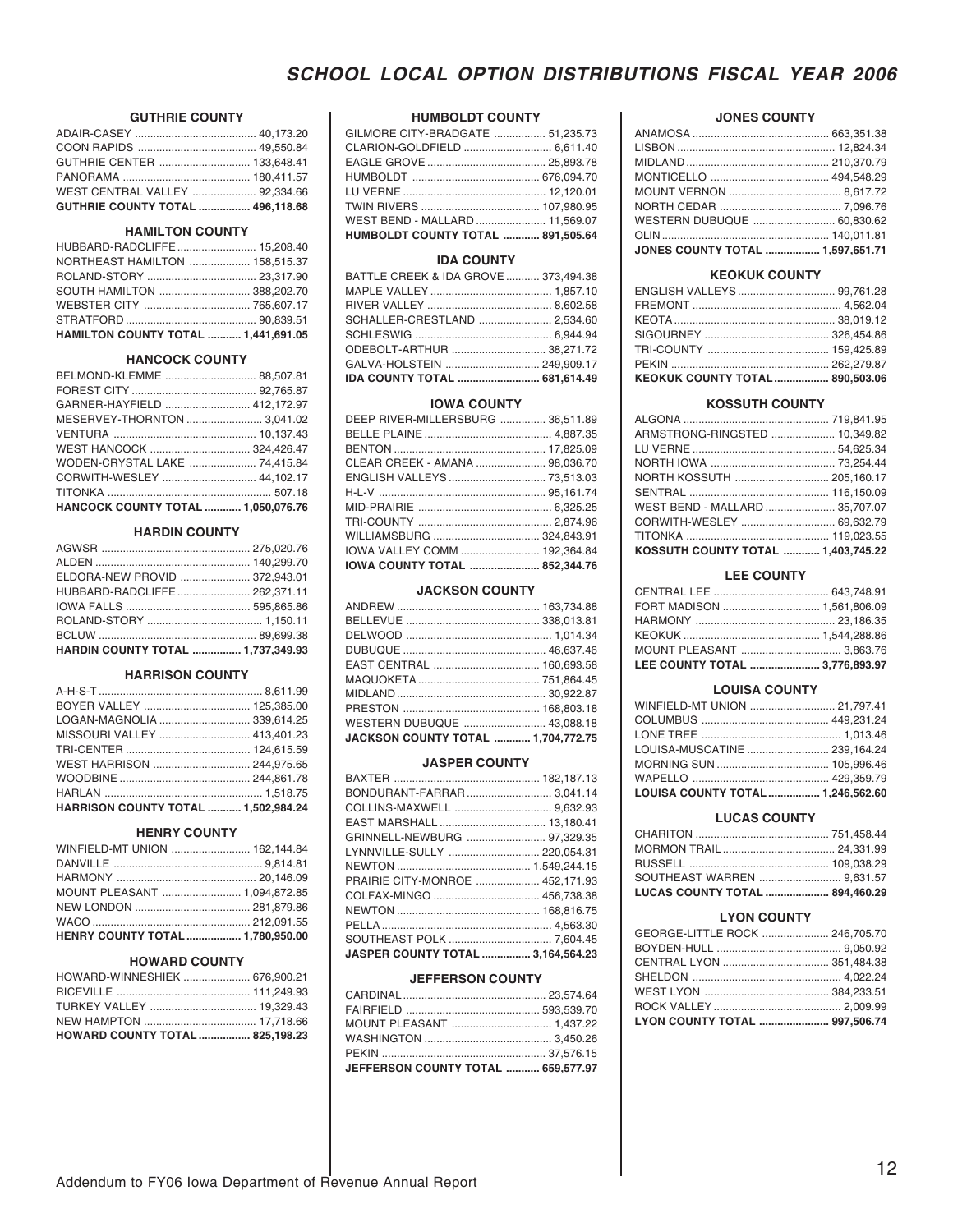# SCHOOL LOCAL OPTION DISTRIBUTIONS FISCAL YEAR 2006

### GUTHRIE COUNTY

| District | Amount |
|---|---|
| ADAIR-CASEY | 40,173.20 |
| COON RAPIDS | 49,550.84 |
| GUTHRIE CENTER | 133,648.41 |
| PANORAMA | 180,411.57 |
| WEST CENTRAL VALLEY | 92,334.66 |
| **GUTHRIE COUNTY TOTAL** | **496,118.68** |

### HAMILTON COUNTY

| District | Amount |
|---|---|
| HUBBARD-RADCLIFFE | 15,208.40 |
| NORTHEAST HAMILTON | 158,515.37 |
| ROLAND-STORY | 23,317.90 |
| SOUTH HAMILTON | 388,202.70 |
| WEBSTER CITY | 765,607.17 |
| STRATFORD | 90,839.51 |
| **HAMILTON COUNTY TOTAL** | **1,441,691.05** |

### HANCOCK COUNTY

| District | Amount |
|---|---|
| BELMOND-KLEMME | 88,507.81 |
| FOREST CITY | 92,765.87 |
| GARNER-HAYFIELD | 412,172.97 |
| MESERVEY-THORNTON | 3,041.02 |
| VENTURA | 10,137.43 |
| WEST HANCOCK | 324,426.47 |
| WODEN-CRYSTAL LAKE | 74,415.84 |
| CORWITH-WESLEY | 44,102.17 |
| TITONKA | 507.18 |
| **HANCOCK COUNTY TOTAL** | **1,050,076.76** |

### HARDIN COUNTY

| District | Amount |
|---|---|
| AGWSR | 275,020.76 |
| ALDEN | 140,299.70 |
| ELDORA-NEW PROVID | 372,943.01 |
| HUBBARD-RADCLIFFE | 262,371.11 |
| IOWA FALLS | 595,865.86 |
| ROLAND-STORY | 1,150.11 |
| BCLUW | 89,699.38 |
| **HARDIN COUNTY TOTAL** | **1,737,349.93** |

### HARRISON COUNTY

| District | Amount |
|---|---|
| A-H-S-T | 8,611.99 |
| BOYER VALLEY | 125,385.00 |
| LOGAN-MAGNOLIA | 339,614.25 |
| MISSOURI VALLEY | 413,401.23 |
| TRI-CENTER | 124,615.59 |
| WEST HARRISON | 244,975.65 |
| WOODBINE | 244,861.78 |
| HARLAN | 1,518.75 |
| **HARRISON COUNTY TOTAL** | **1,502,984.24** |

### HENRY COUNTY

| District | Amount |
|---|---|
| WINFIELD-MT UNION | 162,144.84 |
| DANVILLE | 9,814.81 |
| HARMONY | 20,146.09 |
| MOUNT PLEASANT | 1,094,872.85 |
| NEW LONDON | 281,879.86 |
| WACO | 212,091.55 |
| **HENRY COUNTY TOTAL** | **1,780,950.00** |

### HOWARD COUNTY

| District | Amount |
|---|---|
| HOWARD-WINNESHIEK | 676,900.21 |
| RICEVILLE | 111,249.93 |
| TURKEY VALLEY | 19,329.43 |
| NEW HAMPTON | 17,718.66 |
| **HOWARD COUNTY TOTAL** | **825,198.23** |

### HUMBOLDT COUNTY

| District | Amount |
|---|---|
| GILMORE CITY-BRADGATE | 51,235.73 |
| CLARION-GOLDFIELD | 6,611.40 |
| EAGLE GROVE | 25,893.78 |
| HUMBOLDT | 676,094.70 |
| LU VERNE | 12,120.01 |
| TWIN RIVERS | 107,980.95 |
| WEST BEND - MALLARD | 11,569.07 |
| **HUMBOLDT COUNTY TOTAL** | **891,505.64** |

### IDA COUNTY

| District | Amount |
|---|---|
| BATTLE CREEK & IDA GROVE | 373,494.38 |
| MAPLE VALLEY | 1,857.10 |
| RIVER VALLEY | 8,602.58 |
| SCHALLER-CRESTLAND | 2,534.60 |
| SCHLESWIG | 6,944.94 |
| ODEBOLT-ARTHUR | 38,271.72 |
| GALVA-HOLSTEIN | 249,909.17 |
| **IDA COUNTY TOTAL** | **681,614.49** |

### IOWA COUNTY

| District | Amount |
|---|---|
| DEEP RIVER-MILLERSBURG | 36,511.89 |
| BELLE PLAINE | 4,887.35 |
| BENTON | 17,825.09 |
| CLEAR CREEK - AMANA | 98,036.70 |
| ENGLISH VALLEYS | 73,513.03 |
| H-L-V | 95,161.74 |
| MID-PRAIRIE | 6,325.25 |
| TRI-COUNTY | 2,874.96 |
| WILLIAMSBURG | 324,843.91 |
| IOWA VALLEY COMM | 192,364.84 |
| **IOWA COUNTY TOTAL** | **852,344.76** |

### JACKSON COUNTY

| District | Amount |
|---|---|
| ANDREW | 163,734.88 |
| BELLEVUE | 338,013.81 |
| DELWOOD | 1,014.34 |
| DUBUQUE | 46,637.46 |
| EAST CENTRAL | 160,693.58 |
| MAQUOKETA | 751,864.45 |
| MIDLAND | 30,922.87 |
| PRESTON | 168,803.18 |
| WESTERN DUBUQUE | 43,088.18 |
| **JACKSON COUNTY TOTAL** | **1,704,772.75** |

### JASPER COUNTY

| District | Amount |
|---|---|
| BAXTER | 182,187.13 |
| BONDURANT-FARRAR | 3,041.14 |
| COLLINS-MAXWELL | 9,632.93 |
| EAST MARSHALL | 13,180.41 |
| GRINNELL-NEWBURG | 97,329.35 |
| LYNNVILLE-SULLY | 220,054.31 |
| NEWTON | 1,549,244.15 |
| PRAIRIE CITY-MONROE | 452,171.93 |
| COLFAX-MINGO | 456,738.38 |
| NEWTON | 168,816.75 |
| PELLA | 4,563.30 |
| SOUTHEAST POLK | 7,604.45 |
| **JASPER COUNTY TOTAL** | **3,164,564.23** |

### JEFFERSON COUNTY

| District | Amount |
|---|---|
| CARDINAL | 23,574.64 |
| FAIRFIELD | 593,539.70 |
| MOUNT PLEASANT | 1,437.22 |
| WASHINGTON | 3,450.26 |
| PEKIN | 37,576.15 |
| **JEFFERSON COUNTY TOTAL** | **659,577.97** |

### JONES COUNTY

| District | Amount |
|---|---|
| ANAMOSA | 663,351.38 |
| LISBON | 12,824.34 |
| MIDLAND | 210,370.79 |
| MONTICELLO | 494,548.29 |
| MOUNT VERNON | 8,617.72 |
| NORTH CEDAR | 7,096.76 |
| WESTERN DUBUQUE | 60,830.62 |
| OLIN | 140,011.81 |
| **JONES COUNTY TOTAL** | **1,597,651.71** |

### KEOKUK COUNTY

| District | Amount |
|---|---|
| ENGLISH VALLEYS | 99,761.28 |
| FREMONT | 4,562.04 |
| KEOTA | 38,019.12 |
| SIGOURNEY | 326,454.86 |
| TRI-COUNTY | 159,425.89 |
| PEKIN | 262,279.87 |
| **KEOKUK COUNTY TOTAL** | **890,503.06** |

### KOSSUTH COUNTY

| District | Amount |
|---|---|
| ALGONA | 719,841.95 |
| ARMSTRONG-RINGSTED | 10,349.82 |
| LU VERNE | 54,625.34 |
| NORTH IOWA | 73,254.44 |
| NORTH KOSSUTH | 205,160.17 |
| SENTRAL | 116,150.09 |
| WEST BEND - MALLARD | 35,707.07 |
| CORWITH-WESLEY | 69,632.79 |
| TITONKA | 119,023.55 |
| **KOSSUTH COUNTY TOTAL** | **1,403,745.22** |

### LEE COUNTY

| District | Amount |
|---|---|
| CENTRAL LEE | 643,748.91 |
| FORT MADISON | 1,561,806.09 |
| HARMONY | 23,186.35 |
| KEOKUK | 1,544,288.86 |
| MOUNT PLEASANT | 3,863.76 |
| **LEE COUNTY TOTAL** | **3,776,893.97** |

### LOUISA COUNTY

| District | Amount |
|---|---|
| WINFIELD-MT UNION | 21,797.41 |
| COLUMBUS | 449,231.24 |
| LONE TREE | 1,013.46 |
| LOUISA-MUSCATINE | 239,164.24 |
| MORNING SUN | 105,996.46 |
| WAPELLO | 429,359.79 |
| **LOUISA COUNTY TOTAL** | **1,246,562.60** |

### LUCAS COUNTY

| District | Amount |
|---|---|
| CHARITON | 751,458.44 |
| MORMON TRAIL | 24,331.99 |
| RUSSELL | 109,038.29 |
| SOUTHEAST WARREN | 9,631.57 |
| **LUCAS COUNTY TOTAL** | **894,460.29** |

### LYON COUNTY

| District | Amount |
|---|---|
| GEORGE-LITTLE ROCK | 246,705.70 |
| BOYDEN-HULL | 9,050.92 |
| CENTRAL LYON | 351,484.38 |
| SHELDON | 4,022.24 |
| WEST LYON | 384,233.51 |
| ROCK VALLEY | 2,009.99 |
| **LYON COUNTY TOTAL** | **997,506.74** |

Addendum to FY06 Iowa Department of Revenue Annual Report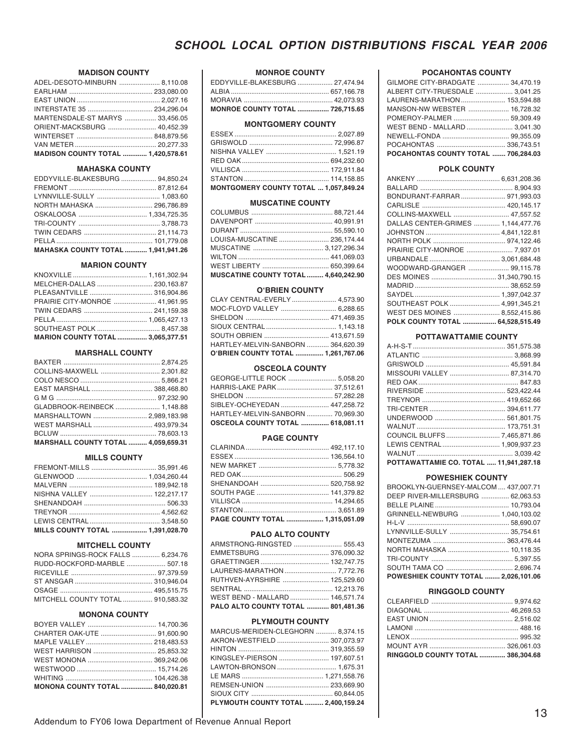# SCHOOL LOCAL OPTION DISTRIBUTIONS FISCAL YEAR 2006

### MADISON COUNTY

| District | Amount |
|---|---|
| ADEL-DESOTO-MINBURN | 8,110.08 |
| EARLHAM | 233,080.00 |
| EAST UNION | 2,027.16 |
| INTERSTATE 35 | 234,296.04 |
| MARTENSDALE-ST MARYS | 33,456.05 |
| ORIENT-MACKSBURG | 40,452.39 |
| WINTERSET | 848,879.56 |
| VAN METER | 20,277.33 |
| **MADISON COUNTY TOTAL** | **1,420,578.61** |

### MAHASKA COUNTY

| District | Amount |
|---|---|
| EDDYVILLE-BLAKESBURG | 94,850.24 |
| FREMONT | 87,812.64 |
| LYNNVILLE-SULLY | 1,083.60 |
| NORTH MAHASKA | 296,786.89 |
| OSKALOOSA | 1,334,725.35 |
| TRI-COUNTY | 3,788.73 |
| TWIN CEDARS | 21,114.73 |
| PELLA | 101,779.08 |
| **MAHASKA COUNTY TOTAL** | **1,941,941.26** |

### MARION COUNTY

| District | Amount |
|---|---|
| KNOXVILLE | 1,161,302.94 |
| MELCHER-DALLAS | 230,163.87 |
| PLEASANTVILLE | 316,904.86 |
| PRAIRIE CITY-MONROE | 41,961.95 |
| TWIN CEDARS | 241,159.38 |
| PELLA | 1,065,427.13 |
| SOUTHEAST POLK | 8,457.38 |
| **MARION COUNTY TOTAL** | **3,065,377.51** |

### MARSHALL COUNTY

| District | Amount |
|---|---|
| BAXTER | 2,874.25 |
| COLLINS-MAXWELL | 2,301.82 |
| COLO NESCO | 5,866.21 |
| EAST MARSHALL | 388,468.80 |
| G M G | 97,232.90 |
| GLADBROOK-REINBECK | 1,148.88 |
| MARSHALLTOWN | 2,989,183.98 |
| WEST MARSHALL | 493,979.34 |
| BCLUW | 78,603.13 |
| **MARSHALL COUNTY TOTAL** | **4,059,659.31** |

### MILLS COUNTY

| District | Amount |
|---|---|
| FREMONT-MILLS | 35,991.46 |
| GLENWOOD | 1,034,260.44 |
| MALVERN | 189,942.18 |
| NISHNA VALLEY | 122,217.17 |
| SHENANDOAH | 506.33 |
| TREYNOR | 4,562.62 |
| LEWIS CENTRAL | 3,548.50 |
| **MILLS COUNTY TOTAL** | **1,391,028.70** |

### MITCHELL COUNTY

| District | Amount |
|---|---|
| NORA SPRINGS-ROCK FALLS | 6,234.76 |
| RUDD-ROCKFORD-MARBLE | 507.18 |
| RICEVILLE | 97,379.59 |
| ST ANSGAR | 310,946.04 |
| OSAGE | 495,515.75 |
| MITCHELL COUNTY TOTAL | 910,583.32 |

### MONONA COUNTY

| District | Amount |
|---|---|
| BOYER VALLEY | 14,700.36 |
| CHARTER OAK-UTE | 91,600.90 |
| MAPLE VALLEY | 218,483.53 |
| WEST HARRISON | 25,853.32 |
| WEST MONONA | 369,242.06 |
| WESTWOOD | 15,714.26 |
| WHITING | 104,426.38 |
| **MONONA COUNTY TOTAL** | **840,020.81** |

### MONROE COUNTY

| District | Amount |
|---|---|
| EDDYVILLE-BLAKESBURG | 27,474.94 |
| ALBIA | 657,166.78 |
| MORAVIA | 42,073.93 |
| **MONROE COUNTY TOTAL** | **726,715.65** |

### MONTGOMERY COUNTY

| District | Amount |
|---|---|
| ESSEX | 2,027.89 |
| GRISWOLD | 72,996.87 |
| NISHNA VALLEY | 1,521.19 |
| RED OAK | 694,232.60 |
| VILLISCA | 172,911.84 |
| STANTON | 114,158.85 |
| **MONTGOMERY COUNTY TOTAL** | **1,057,849.24** |

### MUSCATINE COUNTY

| District | Amount |
|---|---|
| COLUMBUS | 88,721.44 |
| DAVENPORT | 40,991.91 |
| DURANT | 55,590.10 |
| LOUISA-MUSCATINE | 236,174.44 |
| MUSCATINE | 3,127,296.34 |
| WILTON | 441,069.03 |
| WEST LIBERTY | 650,399.64 |
| **MUSCATINE COUNTY TOTAL** | **4,640,242.90** |

### O'BRIEN COUNTY

| District | Amount |
|---|---|
| CLAY CENTRAL-EVERLY | 4,573.90 |
| MOC-FLOYD VALLEY | 6,288.65 |
| SHELDON | 471,469.35 |
| SIOUX CENTRAL | 1,143.18 |
| SOUTH OBRIEN | 413,671.59 |
| HARTLEY-MELVIN-SANBORN | 364,620.39 |
| **O'BRIEN COUNTY TOTAL** | **1,261,767.06** |

### OSCEOLA COUNTY

| District | Amount |
|---|---|
| GEORGE-LITTLE ROCK | 5,058.20 |
| HARRIS-LAKE PARK | 37,512.61 |
| SHELDON | 57,282.28 |
| SIBLEY-OCHEYEDAN | 447,258.72 |
| HARTLEY-MELVIN-SANBORN | 70,969.30 |
| **OSCEOLA COUNTY TOTAL** | **618,081.11** |

### PAGE COUNTY

| District | Amount |
|---|---|
| CLARINDA | 492,117.10 |
| ESSEX | 136,564.10 |
| NEW MARKET | 5,778.32 |
| RED OAK | 506.29 |
| SHENANDOAH | 520,758.92 |
| SOUTH PAGE | 141,379.82 |
| VILLISCA | 14,294.65 |
| STANTON | 3,651.89 |
| **PAGE COUNTY TOTAL** | **1,315,051.09** |

### PALO ALTO COUNTY

| District | Amount |
|---|---|
| ARMSTRONG-RINGSTED | 555.43 |
| EMMETSBURG | 376,090.32 |
| GRAETTINGER | 132,747.75 |
| LAURENS-MARATHON | 7,772.76 |
| RUTHVEN-AYRSHIRE | 125,529.60 |
| SENTRAL | 12,213.76 |
| WEST BEND - MALLARD | 146,571.74 |
| **PALO ALTO COUNTY TOTAL** | **801,481.36** |

### PLYMOUTH COUNTY

| District | Amount |
|---|---|
| MARCUS-MERIDEN-CLEGHORN | 8,374.15 |
| AKRON-WESTFIELD | 307,073.97 |
| HINTON | 319,355.59 |
| KINGSLEY-PIERSON | 197,607.51 |
| LAWTON-BRONSON | 1,675.31 |
| LE MARS | 1,271,558.76 |
| REMSEN-UNION | 233,669.90 |
| SIOUX CITY | 60,844.05 |
| **PLYMOUTH COUNTY TOTAL** | **2,400,159.24** |

### POCAHONTAS COUNTY

| District | Amount |
|---|---|
| GILMORE CITY-BRADGATE | 34,470.19 |
| ALBERT CITY-TRUESDALE | 3,041.25 |
| LAURENS-MARATHON | 153,594.88 |
| MANSON-NW WEBSTER | 16,728.32 |
| POMEROY-PALMER | 59,309.49 |
| WEST BEND - MALLARD | 3,041.30 |
| NEWELL-FONDA | 99,355.09 |
| POCAHONTAS | 336,743.51 |
| **POCAHONTAS COUNTY TOTAL** | **706,284.03** |

### POLK COUNTY

| District | Amount |
|---|---|
| ANKENY | 6,631,208.36 |
| BALLARD | 8,904.93 |
| BONDURANT-FARRAR | 971,993.03 |
| CARLISLE | 420,145.17 |
| COLLINS-MAXWELL | 47,557.52 |
| DALLAS CENTER-GRIMES | 1,144,477.76 |
| JOHNSTON | 4,841,122.81 |
| NORTH POLK | 974,122.46 |
| PRAIRIE CITY-MONROE | 7,937.01 |
| URBANDALE | 3,061,684.48 |
| WOODWARD-GRANGER | 99,115.78 |
| DES MOINES | 31,340,790.15 |
| MADRID | 38,652.59 |
| SAYDEL | 1,397,042.37 |
| SOUTHEAST POLK | 4,991,345.21 |
| WEST DES MOINES | 8,552,415.86 |
| **POLK COUNTY TOTAL** | **64,528,515.49** |

### POTTAWATTAMIE COUNTY

| District | Amount |
|---|---|
| A-H-S-T | 351,575.38 |
| ATLANTIC | 3,868.99 |
| GRISWOLD | 45,591.84 |
| MISSOURI VALLEY | 87,314.70 |
| RED OAK | 847.83 |
| RIVERSIDE | 523,422.44 |
| TREYNOR | 419,652.66 |
| TRI-CENTER | 394,611.77 |
| UNDERWOOD | 561,801.75 |
| WALNUT | 173,751.31 |
| COUNCIL BLUFFS | 7,465,871.86 |
| LEWIS CENTRAL | 1,909,937.23 |
| WALNUT | 3,039.42 |
| **POTTAWATTAMIE CO. TOTAL** | **11,941,287.18** |

### POWESHIEK COUNTY

| District | Amount |
|---|---|
| BROOKLYN-GUERNSEY-MALCOM | 437,007.71 |
| DEEP RIVER-MILLERSBURG | 62,063.53 |
| BELLE PLAINE | 10,793.04 |
| GRINNELL-NEWBURG | 1,040,103.02 |
| H-L-V | 58,690.07 |
| LYNNVILLE-SULLY | 35,754.61 |
| MONTEZUMA | 363,476.44 |
| NORTH MAHASKA | 10,118.35 |
| TRI-COUNTY | 5,397.55 |
| SOUTH TAMA CO | 2,696.74 |
| **POWESHIEK COUNTY TOTAL** | **2,026,101.06** |

### RINGGOLD COUNTY

| District | Amount |
|---|---|
| CLEARFIELD | 9,974.62 |
| DIAGONAL | 46,269.53 |
| EAST UNION | 2,516.02 |
| LAMONI | 488.16 |
| LENOX | 995.32 |
| MOUNT AYR | 326,061.03 |
| **RINGGOLD COUNTY TOTAL** | **386,304.68** |

Addendum to FY06 Iowa Department of Revenue Annual Report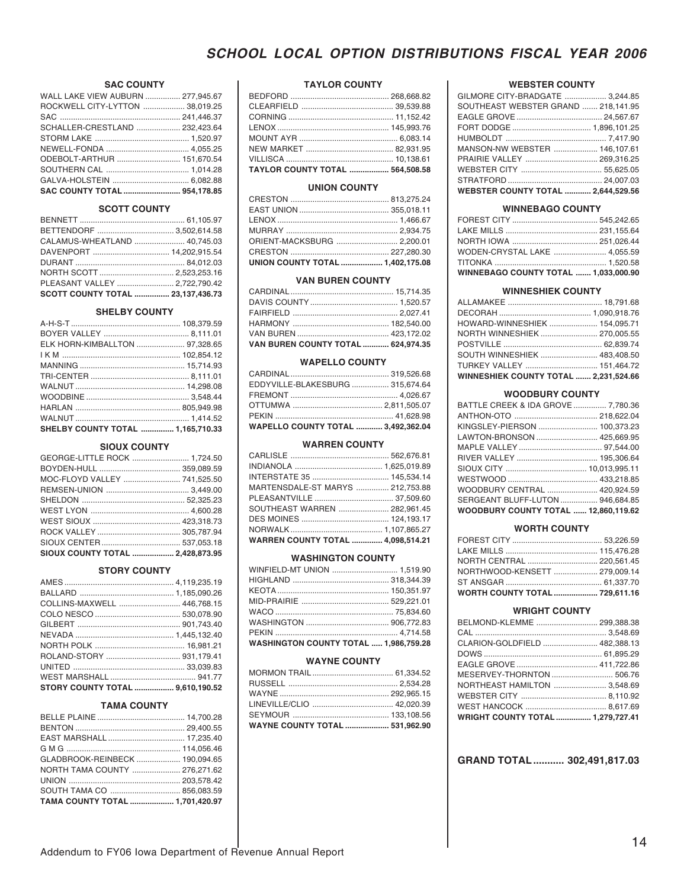# SCHOOL LOCAL OPTION DISTRIBUTIONS FISCAL YEAR 2006

### SAC COUNTY

| | |
|---|---|
| WALL LAKE VIEW AUBURN | 277,945.67 |
| ROCKWELL CITY-LYTTON | 38,019.25 |
| SAC | 241,446.37 |
| SCHALLER-CRESTLAND | 232,423.64 |
| STORM LAKE | 1,520.97 |
| NEWELL-FONDA | 4,055.25 |
| ODEBOLT-ARTHUR | 151,670.54 |
| SOUTHERN CAL | 1,014.28 |
| GALVA-HOLSTEIN | 6,082.88 |
| **SAC COUNTY TOTAL** | **954,178.85** |

### SCOTT COUNTY

| | |
|---|---|
| BENNETT | 61,105.97 |
| BETTENDORF | 3,502,614.58 |
| CALAMUS-WHEATLAND | 40,745.03 |
| DAVENPORT | 14,202,915.54 |
| DURANT | 84,012.03 |
| NORTH SCOTT | 2,523,253.16 |
| PLEASANT VALLEY | 2,722,790.42 |
| **SCOTT COUNTY TOTAL** | **23,137,436.73** |

### SHELBY COUNTY

| | |
|---|---|
| A-H-S-T | 108,379.59 |
| BOYER VALLEY | 8,111.01 |
| ELK HORN-KIMBALLTON | 97,328.65 |
| I K M | 102,854.12 |
| MANNING | 15,714.93 |
| TRI-CENTER | 8,111.01 |
| WALNUT | 14,298.08 |
| WOODBINE | 3,548.44 |
| HARLAN | 805,949.98 |
| WALNUT | 1,414.52 |
| **SHELBY COUNTY TOTAL** | **1,165,710.33** |

### SIOUX COUNTY

| | |
|---|---|
| GEORGE-LITTLE ROCK | 1,724.50 |
| BOYDEN-HULL | 359,089.59 |
| MOC-FLOYD VALLEY | 741,525.50 |
| REMSEN-UNION | 3,449.00 |
| SHELDON | 52,325.23 |
| WEST LYON | 4,600.28 |
| WEST SIOUX | 423,318.73 |
| ROCK VALLEY | 305,787.94 |
| SIOUX CENTER | 537,053.18 |
| **SIOUX COUNTY TOTAL** | **2,428,873.95** |

### STORY COUNTY

| | |
|---|---|
| AMES | 4,119,235.19 |
| BALLARD | 1,185,090.26 |
| COLLINS-MAXWELL | 446,768.15 |
| COLO NESCO | 530,078.90 |
| GILBERT | 901,743.40 |
| NEVADA | 1,445,132.40 |
| NORTH POLK | 16,981.21 |
| ROLAND-STORY | 931,179.41 |
| UNITED | 33,039.83 |
| WEST MARSHALL | 941.77 |
| **STORY COUNTY TOTAL** | **9,610,190.52** |

### TAMA COUNTY

| | |
|---|---|
| BELLE PLAINE | 14,700.28 |
| BENTON | 29,400.55 |
| EAST MARSHALL | 17,235.40 |
| G M G | 114,056.46 |
| GLADBROOK-REINBECK | 190,094.65 |
| NORTH TAMA COUNTY | 276,271.62 |
| UNION | 203,578.42 |
| SOUTH TAMA CO | 856,083.59 |
| **TAMA COUNTY TOTAL** | **1,701,420.97** |

### TAYLOR COUNTY

| | |
|---|---|
| BEDFORD | 268,668.82 |
| CLEARFIELD | 39,539.88 |
| CORNING | 11,152.42 |
| LENOX | 145,993.76 |
| MOUNT AYR | 6,083.14 |
| NEW MARKET | 82,931.95 |
| VILLISCA | 10,138.61 |
| **TAYLOR COUNTY TOTAL** | **564,508.58** |

### UNION COUNTY

| | |
|---|---|
| CRESTON | 813,275.24 |
| EAST UNION | 355,018.11 |
| LENOX | 1,466.67 |
| MURRAY | 2,934.75 |
| ORIENT-MACKSBURG | 2,200.01 |
| CRESTON | 227,280.30 |
| **UNION COUNTY TOTAL** | **1,402,175.08** |

### VAN BUREN COUNTY

| | |
|---|---|
| CARDINAL | 15,714.35 |
| DAVIS COUNTY | 1,520.57 |
| FAIRFIELD | 2,027.41 |
| HARMONY | 182,540.00 |
| VAN BUREN | 423,172.02 |
| **VAN BUREN COUNTY TOTAL** | **624,974.35** |

### WAPELLO COUNTY

| | |
|---|---|
| CARDINAL | 319,526.68 |
| EDDYVILLE-BLAKESBURG | 315,674.64 |
| FREMONT | 4,026.67 |
| OTTUMWA | 2,811,505.07 |
| PEKIN | 41,628.98 |
| **WAPELLO COUNTY TOTAL** | **3,492,362.04** |

### WARREN COUNTY

| | |
|---|---|
| CARLISLE | 562,676.81 |
| INDIANOLA | 1,625,019.89 |
| INTERSTATE 35 | 145,534.14 |
| MARTENSDALE-ST MARYS | 212,753.88 |
| PLEASANTVILLE | 37,509.60 |
| SOUTHEAST WARREN | 282,961.45 |
| DES MOINES | 124,193.17 |
| NORWALK | 1,107,865.27 |
| **WARREN COUNTY TOTAL** | **4,098,514.21** |

### WASHINGTON COUNTY

| | |
|---|---|
| WINFIELD-MT UNION | 1,519.90 |
| HIGHLAND | 318,344.39 |
| KEOTA | 150,351.97 |
| MID-PRAIRIE | 529,221.01 |
| WACO | 75,834.60 |
| WASHINGTON | 906,772.83 |
| PEKIN | 4,714.58 |
| **WASHINGTON COUNTY TOTAL** | **1,986,759.28** |

### WAYNE COUNTY

| | |
|---|---|
| MORMON TRAIL | 61,334.52 |
| RUSSELL | 2,534.28 |
| WAYNE | 292,965.15 |
| LINEVILLE/CLIO | 42,020.39 |
| SEYMOUR | 133,108.56 |
| **WAYNE COUNTY TOTAL** | **531,962.90** |

### WEBSTER COUNTY

| | |
|---|---|
| GILMORE CITY-BRADGATE | 3,244.85 |
| SOUTHEAST WEBSTER GRAND | 218,141.95 |
| EAGLE GROVE | 24,567.67 |
| FORT DODGE | 1,896,101.25 |
| HUMBOLDT | 7,417.90 |
| MANSON-NW WEBSTER | 146,107.61 |
| PRAIRIE VALLEY | 269,316.25 |
| WEBSTER CITY | 55,625.05 |
| STRATFORD | 24,007.03 |
| **WEBSTER COUNTY TOTAL** | **2,644,529.56** |

### WINNEBAGO COUNTY

| | |
|---|---|
| FOREST CITY | 545,242.65 |
| LAKE MILLS | 231,155.64 |
| NORTH IOWA | 251,026.44 |
| WODEN-CRYSTAL LAKE | 4,055.59 |
| TITONKA | 1,520.58 |
| **WINNEBAGO COUNTY TOTAL** | **1,033,000.90** |

### WINNESHIEK COUNTY

| | |
|---|---|
| ALLAMAKEE | 18,791.68 |
| DECORAH | 1,090,918.76 |
| HOWARD-WINNESHIEK | 154,095.71 |
| NORTH WINNESHIEK | 270,005.55 |
| POSTVILLE | 62,839.74 |
| SOUTH WINNESHIEK | 483,408.50 |
| TURKEY VALLEY | 151,464.72 |
| **WINNESHIEK COUNTY TOTAL** | **2,231,524.66** |

### WOODBURY COUNTY

| | |
|---|---|
| BATTLE CREEK & IDA GROVE | 7,780.36 |
| ANTHON-OTO | 218,622.04 |
| KINGSLEY-PIERSON | 100,373.23 |
| LAWTON-BRONSON | 425,669.95 |
| MAPLE VALLEY | 97,544.00 |
| RIVER VALLEY | 195,306.64 |
| SIOUX CITY | 10,013,995.11 |
| WESTWOOD | 433,218.85 |
| WOODBURY CENTRAL | 420,924.59 |
| SERGEANT BLUFF-LUTON | 946,684.85 |
| **WOODBURY COUNTY TOTAL** | **12,860,119.62** |

### WORTH COUNTY

| | |
|---|---|
| FOREST CITY | 53,226.59 |
| LAKE MILLS | 115,476.28 |
| NORTH CENTRAL | 220,561.45 |
| NORTHWOOD-KENSETT | 279,009.14 |
| ST ANSGAR | 61,337.70 |
| **WORTH COUNTY TOTAL** | **729,611.16** |

### WRIGHT COUNTY

| | |
|---|---|
| BELMOND-KLEMME | 299,388.38 |
| CAL | 3,548.69 |
| CLARION-GOLDFIELD | 482,388.13 |
| DOWS | 61,895.29 |
| EAGLE GROVE | 411,722.86 |
| MESERVEY-THORNTON | 506.76 |
| NORTHEAST HAMILTON | 3,548.69 |
| WEBSTER CITY | 8,110.92 |
| WEST HANCOCK | 8,617.69 |
| **WRIGHT COUNTY TOTAL** | **1,279,727.41** |

**GRAND TOTAL........... 302,491,817.03**

Addendum to FY06 Iowa Department of Revenue Annual Report